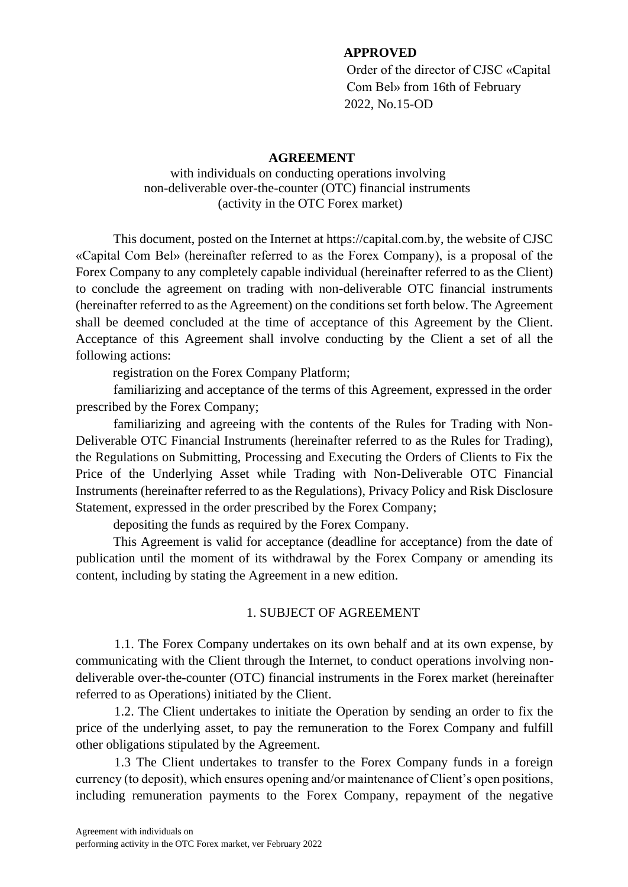**APPROVED**

Order of the director of CJSC «Capital Com Bel» from 16th of February 2022, No.15-OD

**AGREEMENT**

with individuals on conducting operations involving non-deliverable over-the-counter (OTC) financial instruments (activity in the OTC Forex market)

This document, posted on the Internet at https://capital.com.by, the website of CJSC «Capital Com Bel» (hereinafter referred to as the Forex Company), is a proposal of the Forex Company to any completely capable individual (hereinafter referred to as the Client) to conclude the agreement on trading with non-deliverable OTC financial instruments (hereinafter referred to as the Agreement) on the conditions set forth below. The Agreement shall be deemed concluded at the time of acceptance of this Agreement by the Client. Acceptance of this Agreement shall involve conducting by the Client a set of all the following actions:

registration on the Forex Company Platform;

familiarizing and acceptance of the terms of this Agreement, expressed in the order prescribed by the Forex Company;

familiarizing and agreeing with the contents of the Rules for Trading with Non-Deliverable OTC Financial Instruments (hereinafter referred to as the Rules for Trading), the Regulations on Submitting, Processing and Executing the Orders of Clients to Fix the Price of the Underlying Asset while Trading with Non-Deliverable OTC Financial Instruments (hereinafter referred to as the Regulations), Privacy Policy and Risk Disclosure Statement, expressed in the order prescribed by the Forex Company;

depositing the funds as required by the Forex Company.

This Agreement is valid for acceptance (deadline for acceptance) from the date of publication until the moment of its withdrawal by the Forex Company or amending its content, including by stating the Agreement in a new edition.

## 1. SUBJECT OF AGREEMENT

1.1. The Forex Company undertakes on its own behalf and at its own expense, by communicating with the Client through the Internet, to conduct operations involving non-deliverable over-the-counter (OTC) financial instruments in the Forex market (hereinafter referred to as Operations) initiated by the Client.

1.2. The Client undertakes to initiate the Operation by sending an order to fix the price of the underlying asset, to pay the remuneration to the Forex Company and fulfill other obligations stipulated by the Agreement.

1.3 The Client undertakes to transfer to the Forex Company funds in a foreign currency (to deposit), which ensures opening and/or maintenance of Client's open positions, including remuneration payments to the Forex Company, repayment of the negative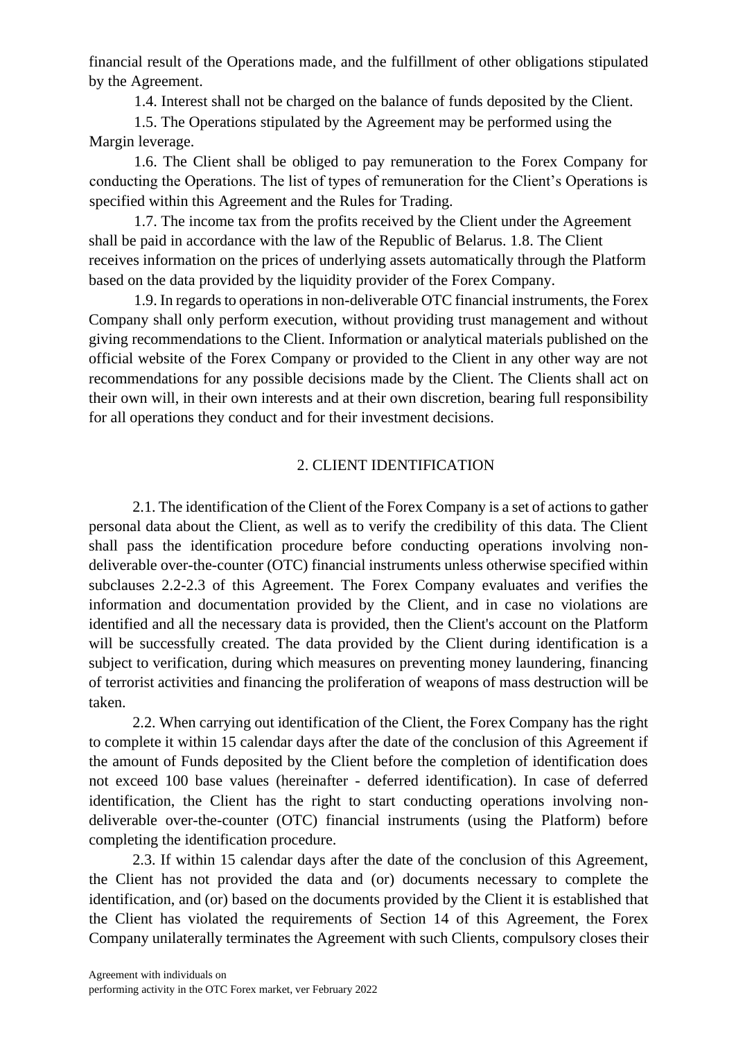financial result of the Operations made, and the fulfillment of other obligations stipulated by the Agreement.

1.4. Interest shall not be charged on the balance of funds deposited by the Client.

1.5. The Operations stipulated by the Agreement may be performed using the Margin leverage.

1.6. The Client shall be obliged to pay remuneration to the Forex Company for conducting the Operations. The list of types of remuneration for the Client's Operations is specified within this Agreement and the Rules for Trading.

1.7. The income tax from the profits received by the Client under the Agreement shall be paid in accordance with the law of the Republic of Belarus. 1.8. The Client receives information on the prices of underlying assets automatically through the Platform based on the data provided by the liquidity provider of the Forex Company.

1.9. In regards to operations in non-deliverable OTC financial instruments, the Forex Company shall only perform execution, without providing trust management and without giving recommendations to the Client. Information or analytical materials published on the official website of the Forex Company or provided to the Client in any other way are not recommendations for any possible decisions made by the Client. The Clients shall act on their own will, in their own interests and at their own discretion, bearing full responsibility for all operations they conduct and for their investment decisions.

## 2. CLIENT IDENTIFICATION

2.1. The identification of the Client of the Forex Company is a set of actions to gather personal data about the Client, as well as to verify the credibility of this data. The Client shall pass the identification procedure before conducting operations involving non-deliverable over-the-counter (OTC) financial instruments unless otherwise specified within subclauses 2.2-2.3 of this Agreement. The Forex Company evaluates and verifies the information and documentation provided by the Client, and in case no violations are identified and all the necessary data is provided, then the Client's account on the Platform will be successfully created. The data provided by the Client during identification is a subject to verification, during which measures on preventing money laundering, financing of terrorist activities and financing the proliferation of weapons of mass destruction will be taken.

2.2. When carrying out identification of the Client, the Forex Company has the right to complete it within 15 calendar days after the date of the conclusion of this Agreement if the amount of Funds deposited by the Client before the completion of identification does not exceed 100 base values (hereinafter - deferred identification). In case of deferred identification, the Client has the right to start conducting operations involving non-deliverable over-the-counter (OTC) financial instruments (using the Platform) before completing the identification procedure.

2.3. If within 15 calendar days after the date of the conclusion of this Agreement, the Client has not provided the data and (or) documents necessary to complete the identification, and (or) based on the documents provided by the Client it is established that the Client has violated the requirements of Section 14 of this Agreement, the Forex Company unilaterally terminates the Agreement with such Clients, compulsory closes their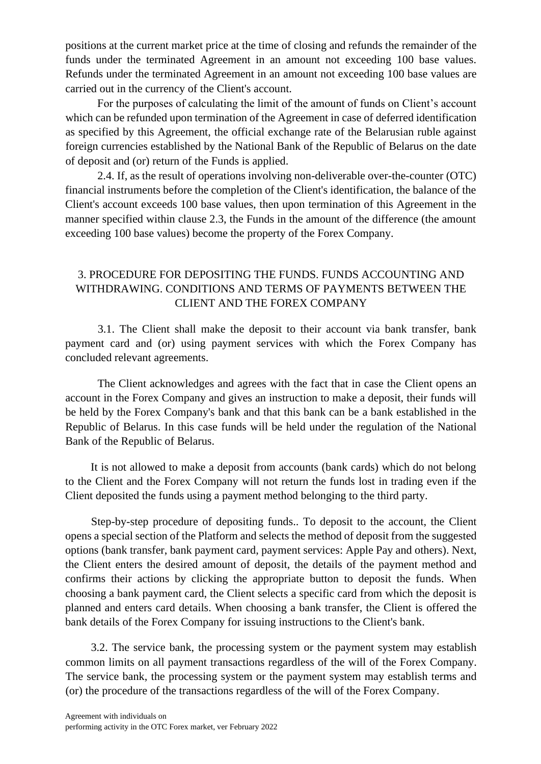positions at the current market price at the time of closing and refunds the remainder of the funds under the terminated Agreement in an amount not exceeding 100 base values. Refunds under the terminated Agreement in an amount not exceeding 100 base values are carried out in the currency of the Client's account.

For the purposes of calculating the limit of the amount of funds on Client's account which can be refunded upon termination of the Agreement in case of deferred identification as specified by this Agreement, the official exchange rate of the Belarusian ruble against foreign currencies established by the National Bank of the Republic of Belarus on the date of deposit and (or) return of the Funds is applied.

2.4. If, as the result of operations involving non-deliverable over-the-counter (OTC) financial instruments before the completion of the Client's identification, the balance of the Client's account exceeds 100 base values, then upon termination of this Agreement in the manner specified within clause 2.3, the Funds in the amount of the difference (the amount exceeding 100 base values) become the property of the Forex Company.

## 3. PROCEDURE FOR DEPOSITING THE FUNDS. FUNDS ACCOUNTING AND WITHDRAWING. CONDITIONS AND TERMS OF PAYMENTS BETWEEN THE CLIENT AND THE FOREX COMPANY

3.1. The Client shall make the deposit to their account via bank transfer, bank payment card and (or) using payment services with which the Forex Company has concluded relevant agreements.

The Client acknowledges and agrees with the fact that in case the Client opens an account in the Forex Company and gives an instruction to make a deposit, their funds will be held by the Forex Company's bank and that this bank can be a bank established in the Republic of Belarus. In this case funds will be held under the regulation of the National Bank of the Republic of Belarus.

It is not allowed to make a deposit from accounts (bank cards) which do not belong to the Client and the Forex Company will not return the funds lost in trading even if the Client deposited the funds using a payment method belonging to the third party.

Step-by-step procedure of depositing funds.. To deposit to the account, the Client opens a special section of the Platform and selects the method of deposit from the suggested options (bank transfer, bank payment card, payment services: Apple Pay and others). Next, the Client enters the desired amount of deposit, the details of the payment method and confirms their actions by clicking the appropriate button to deposit the funds. When choosing a bank payment card, the Client selects a specific card from which the deposit is planned and enters card details. When choosing a bank transfer, the Client is offered the bank details of the Forex Company for issuing instructions to the Client's bank.

3.2. The service bank, the processing system or the payment system may establish common limits on all payment transactions regardless of the will of the Forex Company. The service bank, the processing system or the payment system may establish terms and (or) the procedure of the transactions regardless of the will of the Forex Company.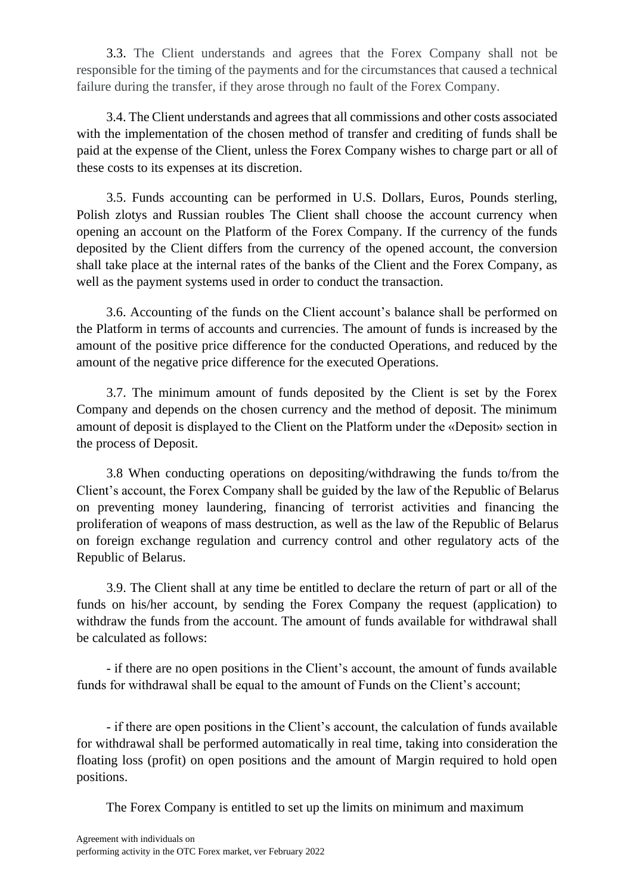3.3. The Client understands and agrees that the Forex Company shall not be responsible for the timing of the payments and for the circumstances that caused a technical failure during the transfer, if they arose through no fault of the Forex Company.

3.4. The Client understands and agrees that all commissions and other costs associated with the implementation of the chosen method of transfer and crediting of funds shall be paid at the expense of the Client, unless the Forex Company wishes to charge part or all of these costs to its expenses at its discretion.

3.5. Funds accounting can be performed in U.S. Dollars, Euros, Pounds sterling, Polish zlotys and Russian roubles The Client shall choose the account currency when opening an account on the Platform of the Forex Company. If the currency of the funds deposited by the Client differs from the currency of the opened account, the conversion shall take place at the internal rates of the banks of the Client and the Forex Company, as well as the payment systems used in order to conduct the transaction.

3.6. Accounting of the funds on the Client account's balance shall be performed on the Platform in terms of accounts and currencies. The amount of funds is increased by the amount of the positive price difference for the conducted Operations, and reduced by the amount of the negative price difference for the executed Operations.

3.7. The minimum amount of funds deposited by the Client is set by the Forex Company and depends on the chosen currency and the method of deposit. The minimum amount of deposit is displayed to the Client on the Platform under the «Deposit» section in the process of Deposit.

3.8 When conducting operations on depositing/withdrawing the funds to/from the Client's account, the Forex Company shall be guided by the law of the Republic of Belarus on preventing money laundering, financing of terrorist activities and financing the proliferation of weapons of mass destruction, as well as the law of the Republic of Belarus on foreign exchange regulation and currency control and other regulatory acts of the Republic of Belarus.

3.9. The Client shall at any time be entitled to declare the return of part or all of the funds on his/her account, by sending the Forex Company the request (application) to withdraw the funds from the account. The amount of funds available for withdrawal shall be calculated as follows:

- if there are no open positions in the Client's account, the amount of funds available funds for withdrawal shall be equal to the amount of Funds on the Client's account;

- if there are open positions in the Client's account, the calculation of funds available for withdrawal shall be performed automatically in real time, taking into consideration the floating loss (profit) on open positions and the amount of Margin required to hold open positions.

The Forex Company is entitled to set up the limits on minimum and maximum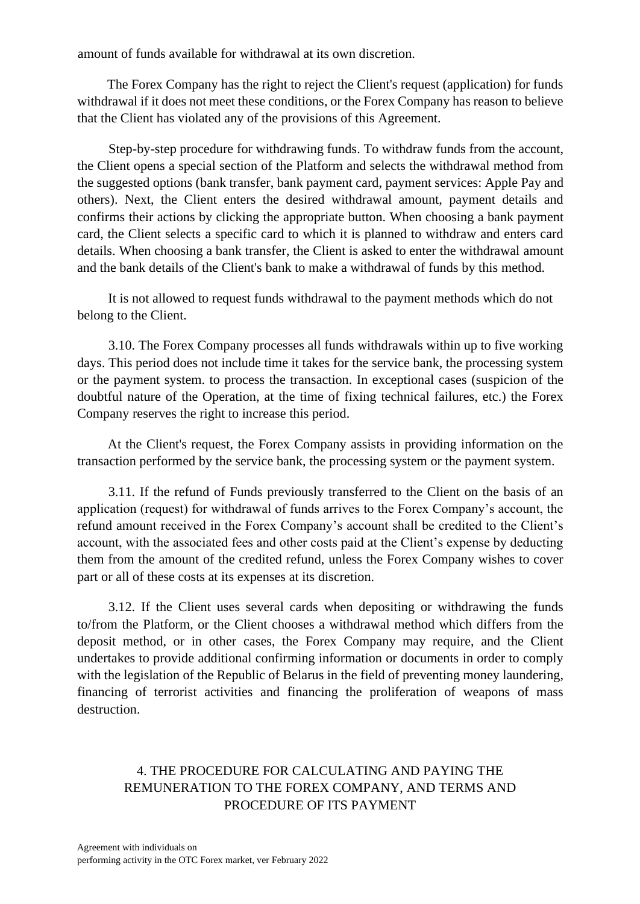amount of funds available for withdrawal at its own discretion.

The Forex Company has the right to reject the Client's request (application) for funds withdrawal if it does not meet these conditions, or the Forex Company has reason to believe that the Client has violated any of the provisions of this Agreement.

Step-by-step procedure for withdrawing funds. To withdraw funds from the account, the Client opens a special section of the Platform and selects the withdrawal method from the suggested options (bank transfer, bank payment card, payment services: Apple Pay and others). Next, the Client enters the desired withdrawal amount, payment details and confirms their actions by clicking the appropriate button. When choosing a bank payment card, the Client selects a specific card to which it is planned to withdraw and enters card details. When choosing a bank transfer, the Client is asked to enter the withdrawal amount and the bank details of the Client's bank to make a withdrawal of funds by this method.

It is not allowed to request funds withdrawal to the payment methods which do not belong to the Client.

3.10. The Forex Company processes all funds withdrawals within up to five working days. This period does not include time it takes for the service bank, the processing system or the payment system. to process the transaction. In exceptional cases (suspicion of the doubtful nature of the Operation, at the time of fixing technical failures, etc.) the Forex Company reserves the right to increase this period.

At the Client's request, the Forex Company assists in providing information on the transaction performed by the service bank, the processing system or the payment system.

3.11. If the refund of Funds previously transferred to the Client on the basis of an application (request) for withdrawal of funds arrives to the Forex Company's account, the refund amount received in the Forex Company's account shall be credited to the Client's account, with the associated fees and other costs paid at the Client's expense by deducting them from the amount of the credited refund, unless the Forex Company wishes to cover part or all of these costs at its expenses at its discretion.

3.12. If the Client uses several cards when depositing or withdrawing the funds to/from the Platform, or the Client chooses a withdrawal method which differs from the deposit method, or in other cases, the Forex Company may require, and the Client undertakes to provide additional confirming information or documents in order to comply with the legislation of the Republic of Belarus in the field of preventing money laundering, financing of terrorist activities and financing the proliferation of weapons of mass destruction.

## 4. THE PROCEDURE FOR CALCULATING AND PAYING THE REMUNERATION TO THE FOREX COMPANY, AND TERMS AND PROCEDURE OF ITS PAYMENT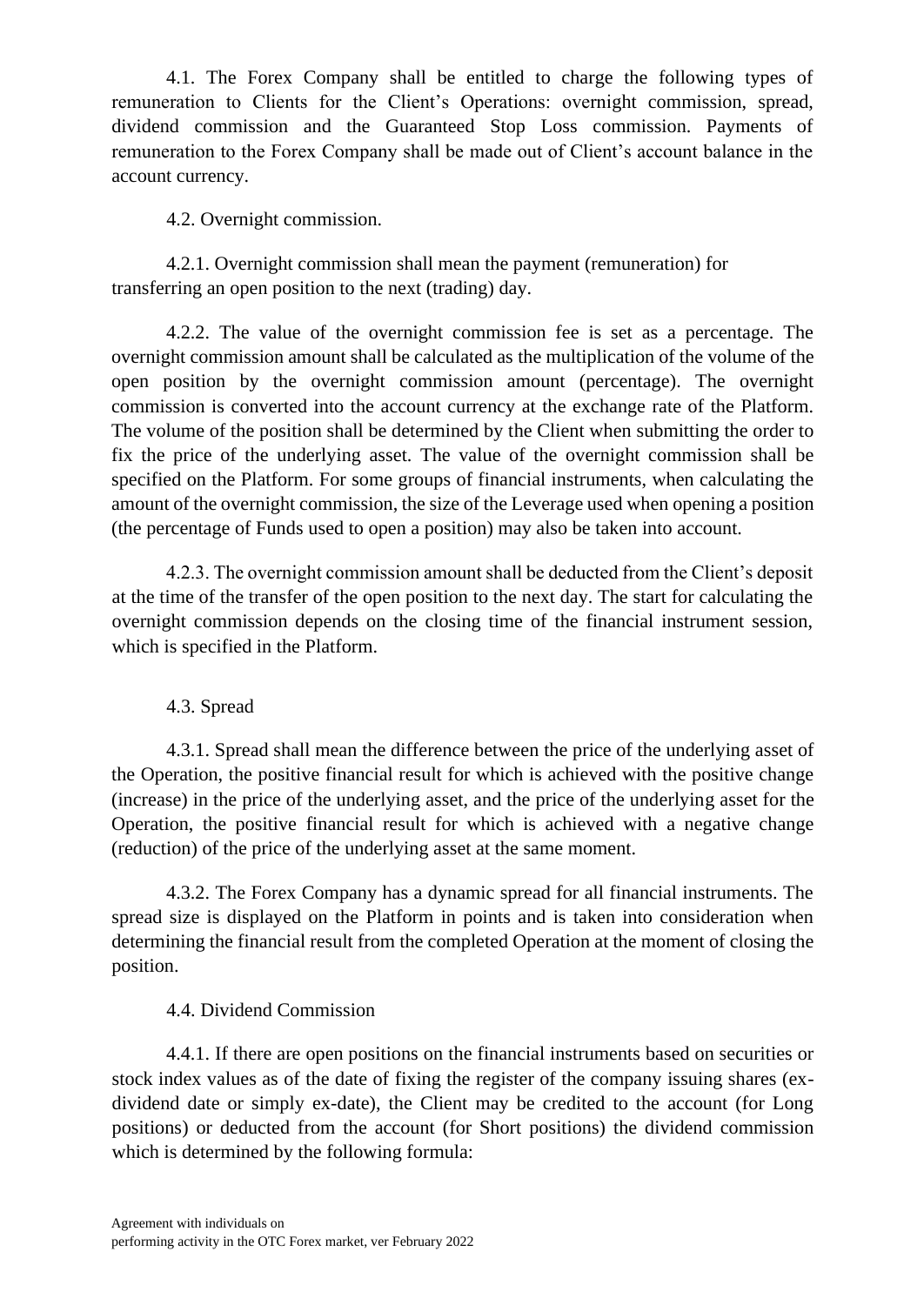4.1. The Forex Company shall be entitled to charge the following types of remuneration to Clients for the Client's Operations: overnight commission, spread, dividend commission and the Guaranteed Stop Loss commission. Payments of remuneration to the Forex Company shall be made out of Client's account balance in the account currency.

4.2. Overnight commission.

4.2.1. Overnight commission shall mean the payment (remuneration) for transferring an open position to the next (trading) day.

4.2.2. The value of the overnight commission fee is set as a percentage. The overnight commission amount shall be calculated as the multiplication of the volume of the open position by the overnight commission amount (percentage). The overnight commission is converted into the account currency at the exchange rate of the Platform. The volume of the position shall be determined by the Client when submitting the order to fix the price of the underlying asset. The value of the overnight commission shall be specified on the Platform. For some groups of financial instruments, when calculating the amount of the overnight commission, the size of the Leverage used when opening a position (the percentage of Funds used to open a position) may also be taken into account.

4.2.3. The overnight commission amount shall be deducted from the Client's deposit at the time of the transfer of the open position to the next day. The start for calculating the overnight commission depends on the closing time of the financial instrument session, which is specified in the Platform.

4.3. Spread

4.3.1. Spread shall mean the difference between the price of the underlying asset of the Operation, the positive financial result for which is achieved with the positive change (increase) in the price of the underlying asset, and the price of the underlying asset for the Operation, the positive financial result for which is achieved with a negative change (reduction) of the price of the underlying asset at the same moment.

4.3.2. The Forex Company has a dynamic spread for all financial instruments. The spread size is displayed on the Platform in points and is taken into consideration when determining the financial result from the completed Operation at the moment of closing the position.

4.4. Dividend Commission

4.4.1. If there are open positions on the financial instruments based on securities or stock index values as of the date of fixing the register of the company issuing shares (ex-dividend date or simply ex-date), the Client may be credited to the account (for Long positions) or deducted from the account (for Short positions) the dividend commission which is determined by the following formula: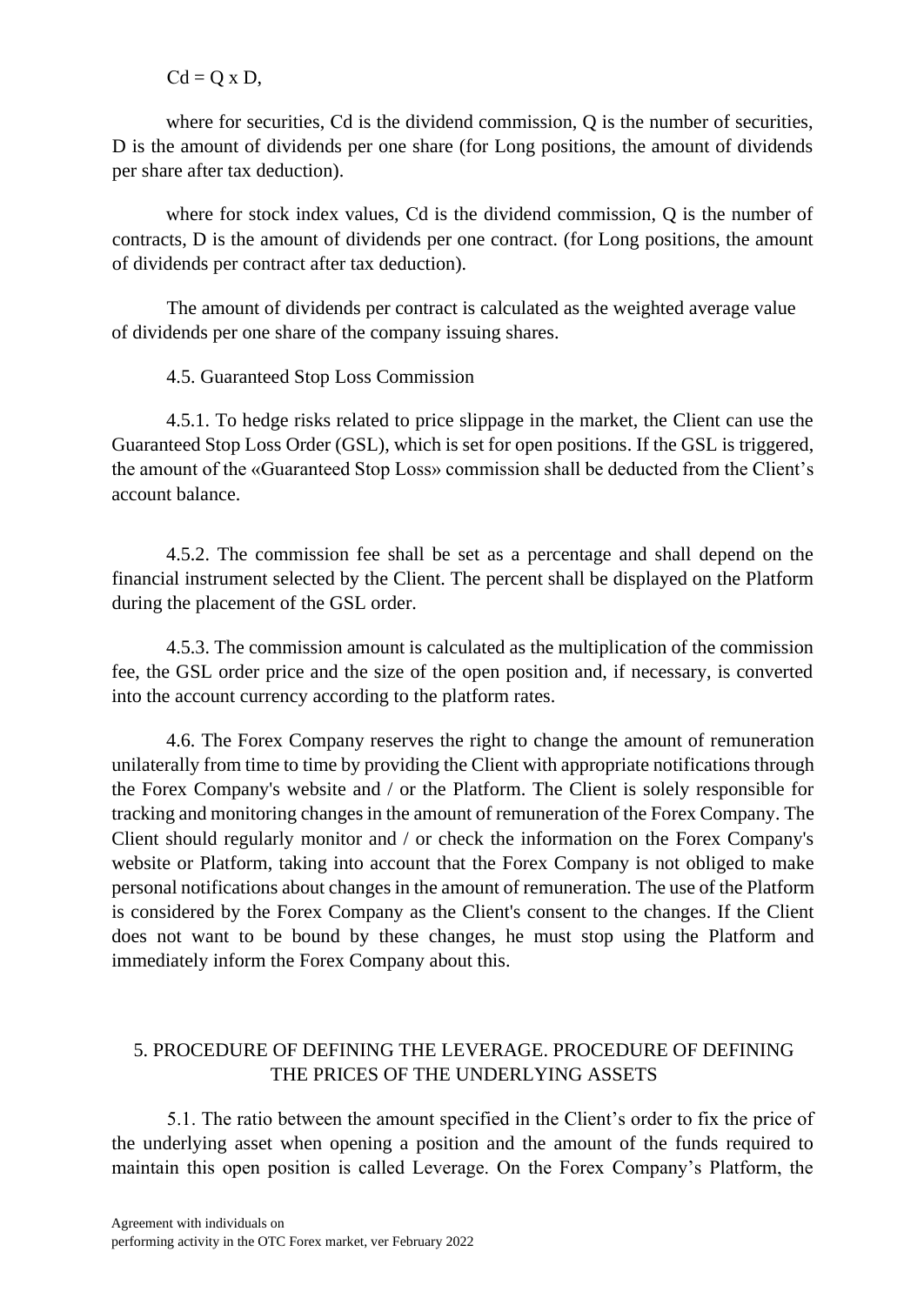$Cd = Q \times D$,

where for securities, Cd is the dividend commission, Q is the number of securities, D is the amount of dividends per one share (for Long positions, the amount of dividends per share after tax deduction).

where for stock index values, Cd is the dividend commission, Q is the number of contracts, D is the amount of dividends per one contract. (for Long positions, the amount of dividends per contract after tax deduction).

The amount of dividends per contract is calculated as the weighted average value of dividends per one share of the company issuing shares.

4.5. Guaranteed Stop Loss Commission

4.5.1. To hedge risks related to price slippage in the market, the Client can use the Guaranteed Stop Loss Order (GSL), which is set for open positions. If the GSL is triggered, the amount of the «Guaranteed Stop Loss» commission shall be deducted from the Client's account balance.

4.5.2. The commission fee shall be set as a percentage and shall depend on the financial instrument selected by the Client. The percent shall be displayed on the Platform during the placement of the GSL order.

4.5.3. The commission amount is calculated as the multiplication of the commission fee, the GSL order price and the size of the open position and, if necessary, is converted into the account currency according to the platform rates.

4.6. The Forex Company reserves the right to change the amount of remuneration unilaterally from time to time by providing the Client with appropriate notifications through the Forex Company's website and / or the Platform. The Client is solely responsible for tracking and monitoring changes in the amount of remuneration of the Forex Company. The Client should regularly monitor and / or check the information on the Forex Company's website or Platform, taking into account that the Forex Company is not obliged to make personal notifications about changes in the amount of remuneration. The use of the Platform is considered by the Forex Company as the Client's consent to the changes. If the Client does not want to be bound by these changes, he must stop using the Platform and immediately inform the Forex Company about this.

## 5. PROCEDURE OF DEFINING THE LEVERAGE. PROCEDURE OF DEFINING THE PRICES OF THE UNDERLYING ASSETS

5.1. The ratio between the amount specified in the Client's order to fix the price of the underlying asset when opening a position and the amount of the funds required to maintain this open position is called Leverage. On the Forex Company's Platform, the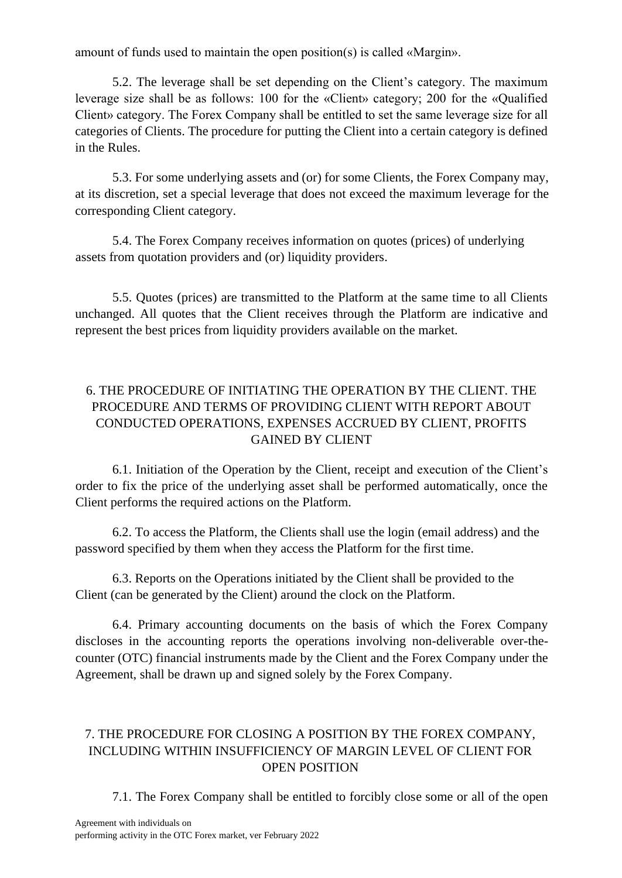amount of funds used to maintain the open position(s) is called «Margin».

5.2. The leverage shall be set depending on the Client's category. The maximum leverage size shall be as follows: 100 for the «Client» category; 200 for the «Qualified Client» category. The Forex Company shall be entitled to set the same leverage size for all categories of Clients. The procedure for putting the Client into a certain category is defined in the Rules.

5.3. For some underlying assets and (or) for some Clients, the Forex Company may, at its discretion, set a special leverage that does not exceed the maximum leverage for the corresponding Client category.

5.4. The Forex Company receives information on quotes (prices) of underlying assets from quotation providers and (or) liquidity providers.

5.5. Quotes (prices) are transmitted to the Platform at the same time to all Clients unchanged. All quotes that the Client receives through the Platform are indicative and represent the best prices from liquidity providers available on the market.

## 6. THE PROCEDURE OF INITIATING THE OPERATION BY THE CLIENT. THE PROCEDURE AND TERMS OF PROVIDING CLIENT WITH REPORT ABOUT CONDUCTED OPERATIONS, EXPENSES ACCRUED BY CLIENT, PROFITS GAINED BY CLIENT

6.1. Initiation of the Operation by the Client, receipt and execution of the Client's order to fix the price of the underlying asset shall be performed automatically, once the Client performs the required actions on the Platform.

6.2. To access the Platform, the Clients shall use the login (email address) and the password specified by them when they access the Platform for the first time.

6.3. Reports on the Operations initiated by the Client shall be provided to the Client (can be generated by the Client) around the clock on the Platform.

6.4. Primary accounting documents on the basis of which the Forex Company discloses in the accounting reports the operations involving non-deliverable over-the-counter (OTC) financial instruments made by the Client and the Forex Company under the Agreement, shall be drawn up and signed solely by the Forex Company.

## 7. THE PROCEDURE FOR CLOSING A POSITION BY THE FOREX COMPANY, INCLUDING WITHIN INSUFFICIENCY OF MARGIN LEVEL OF CLIENT FOR OPEN POSITION

7.1. The Forex Company shall be entitled to forcibly close some or all of the open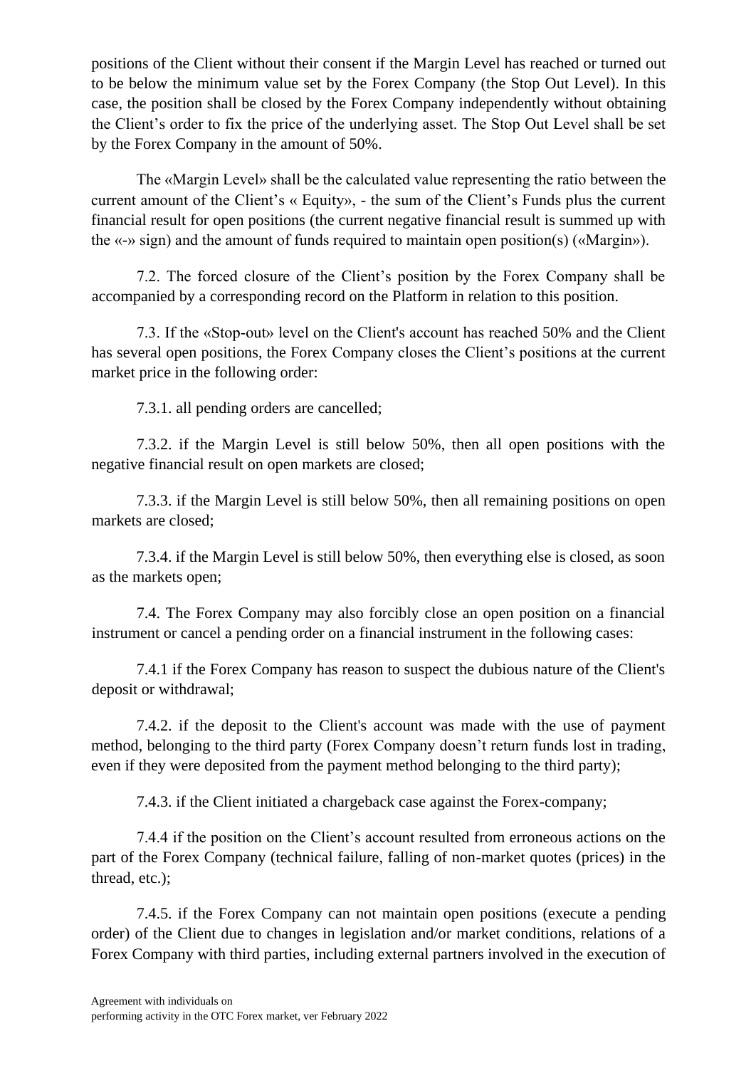positions of the Client without their consent if the Margin Level has reached or turned out to be below the minimum value set by the Forex Company (the Stop Out Level). In this case, the position shall be closed by the Forex Company independently without obtaining the Client's order to fix the price of the underlying asset. The Stop Out Level shall be set by the Forex Company in the amount of 50%.

The «Margin Level» shall be the calculated value representing the ratio between the current amount of the Client's « Equity», - the sum of the Client's Funds plus the current financial result for open positions (the current negative financial result is summed up with the «-» sign) and the amount of funds required to maintain open position(s) («Margin»).

7.2. The forced closure of the Client's position by the Forex Company shall be accompanied by a corresponding record on the Platform in relation to this position.

7.3. If the «Stop-out» level on the Client's account has reached 50% and the Client has several open positions, the Forex Company closes the Client's positions at the current market price in the following order:

7.3.1. all pending orders are cancelled;

7.3.2. if the Margin Level is still below 50%, then all open positions with the negative financial result on open markets are closed;

7.3.3. if the Margin Level is still below 50%, then all remaining positions on open markets are closed;

7.3.4. if the Margin Level is still below 50%, then everything else is closed, as soon as the markets open;

7.4. The Forex Company may also forcibly close an open position on a financial instrument or cancel a pending order on a financial instrument in the following cases:

7.4.1 if the Forex Company has reason to suspect the dubious nature of the Client's deposit or withdrawal;

7.4.2. if the deposit to the Client's account was made with the use of payment method, belonging to the third party (Forex Company doesn't return funds lost in trading, even if they were deposited from the payment method belonging to the third party);

7.4.3. if the Client initiated a chargeback case against the Forex-company;

7.4.4 if the position on the Client's account resulted from erroneous actions on the part of the Forex Company (technical failure, falling of non-market quotes (prices) in the thread, etc.);

7.4.5. if the Forex Company can not maintain open positions (execute a pending order) of the Client due to changes in legislation and/or market conditions, relations of a Forex Company with third parties, including external partners involved in the execution of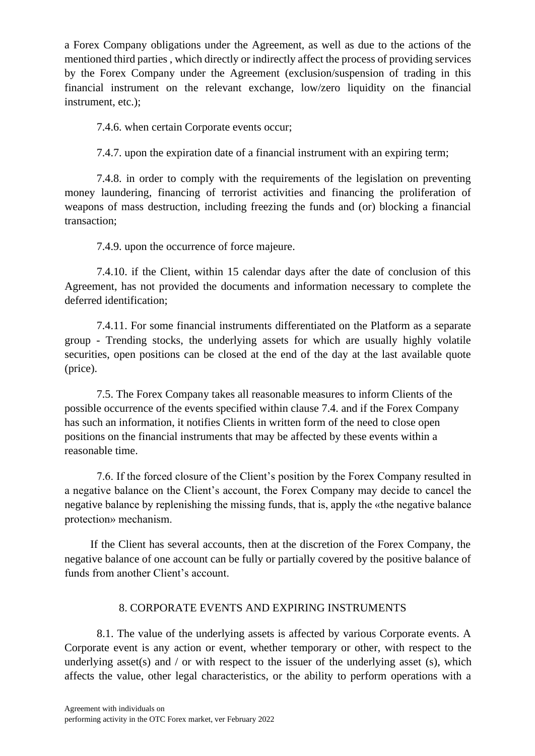a Forex Company obligations under the Agreement, as well as due to the actions of the mentioned third parties , which directly or indirectly affect the process of providing services by the Forex Company under the Agreement (exclusion/suspension of trading in this financial instrument on the relevant exchange, low/zero liquidity on the financial instrument, etc.);

7.4.6. when certain Corporate events occur;

7.4.7. upon the expiration date of a financial instrument with an expiring term;

7.4.8. in order to comply with the requirements of the legislation on preventing money laundering, financing of terrorist activities and financing the proliferation of weapons of mass destruction, including freezing the funds and (or) blocking a financial transaction;

7.4.9. upon the occurrence of force majeure.

7.4.10. if the Client, within 15 calendar days after the date of conclusion of this Agreement, has not provided the documents and information necessary to complete the deferred identification;

7.4.11. For some financial instruments differentiated on the Platform as a separate group - Trending stocks, the underlying assets for which are usually highly volatile securities, open positions can be closed at the end of the day at the last available quote (price).

7.5. The Forex Company takes all reasonable measures to inform Clients of the possible occurrence of the events specified within clause 7.4. and if the Forex Company has such an information, it notifies Clients in written form of the need to close open positions on the financial instruments that may be affected by these events within a reasonable time.

7.6. If the forced closure of the Client's position by the Forex Company resulted in a negative balance on the Client's account, the Forex Company may decide to cancel the negative balance by replenishing the missing funds, that is, apply the «the negative balance protection» mechanism.

If the Client has several accounts, then at the discretion of the Forex Company, the negative balance of one account can be fully or partially covered by the positive balance of funds from another Client's account.

## 8. CORPORATE EVENTS AND EXPIRING INSTRUMENTS

8.1. The value of the underlying assets is affected by various Corporate events. A Corporate event is any action or event, whether temporary or other, with respect to the underlying asset(s) and / or with respect to the issuer of the underlying asset (s), which affects the value, other legal characteristics, or the ability to perform operations with a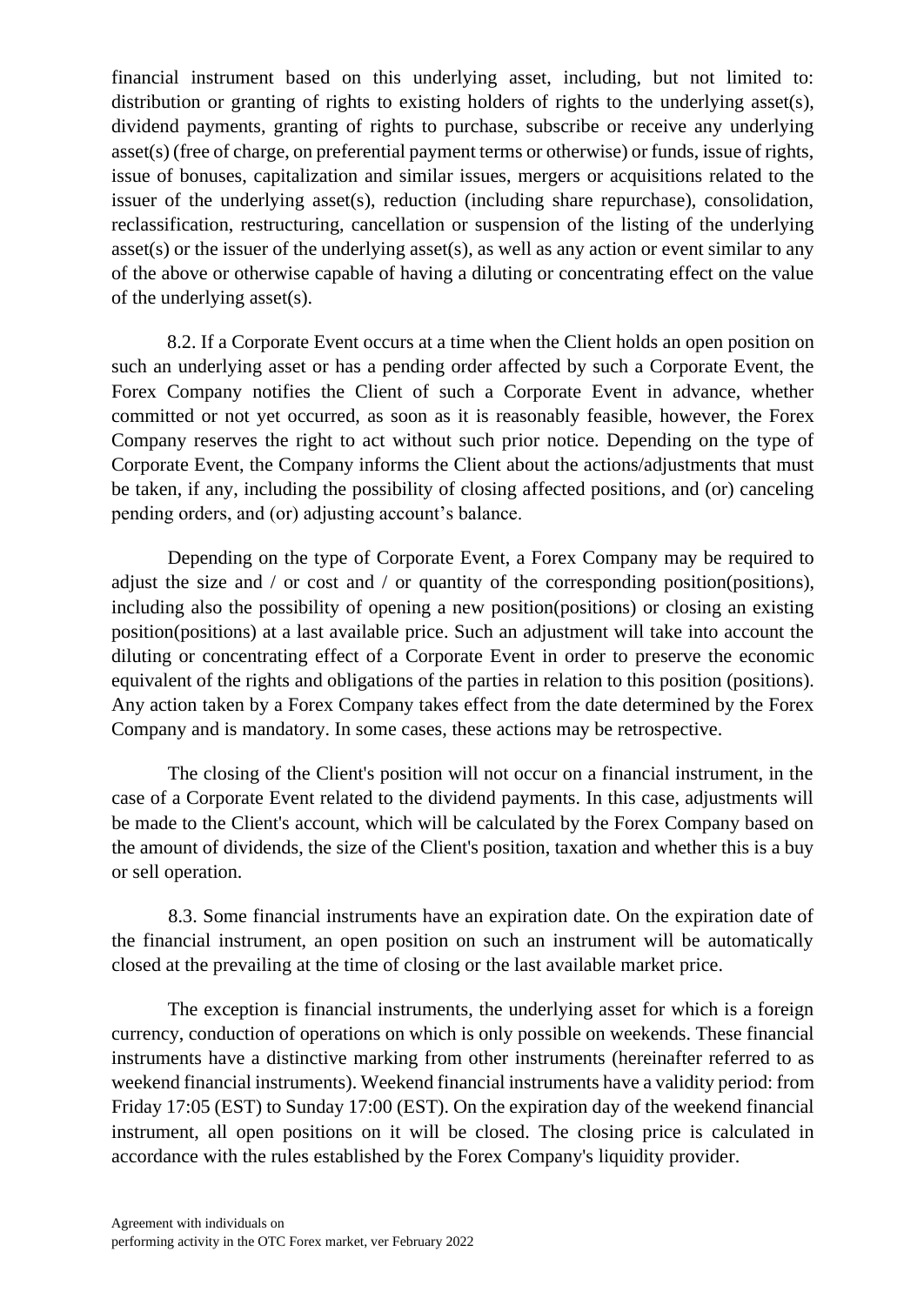financial instrument based on this underlying asset, including, but not limited to: distribution or granting of rights to existing holders of rights to the underlying asset(s), dividend payments, granting of rights to purchase, subscribe or receive any underlying asset(s) (free of charge, on preferential payment terms or otherwise) or funds, issue of rights, issue of bonuses, capitalization and similar issues, mergers or acquisitions related to the issuer of the underlying asset(s), reduction (including share repurchase), consolidation, reclassification, restructuring, cancellation or suspension of the listing of the underlying asset(s) or the issuer of the underlying asset(s), as well as any action or event similar to any of the above or otherwise capable of having a diluting or concentrating effect on the value of the underlying asset(s).

8.2. If a Corporate Event occurs at a time when the Client holds an open position on such an underlying asset or has a pending order affected by such a Corporate Event, the Forex Company notifies the Client of such a Corporate Event in advance, whether committed or not yet occurred, as soon as it is reasonably feasible, however, the Forex Company reserves the right to act without such prior notice. Depending on the type of Corporate Event, the Company informs the Client about the actions/adjustments that must be taken, if any, including the possibility of closing affected positions, and (or) canceling pending orders, and (or) adjusting account's balance.

Depending on the type of Corporate Event, a Forex Company may be required to adjust the size and / or cost and / or quantity of the corresponding position(positions), including also the possibility of opening a new position(positions) or closing an existing position(positions) at a last available price. Such an adjustment will take into account the diluting or concentrating effect of a Corporate Event in order to preserve the economic equivalent of the rights and obligations of the parties in relation to this position (positions). Any action taken by a Forex Company takes effect from the date determined by the Forex Company and is mandatory. In some cases, these actions may be retrospective.

The closing of the Client's position will not occur on a financial instrument, in the case of a Corporate Event related to the dividend payments. In this case, adjustments will be made to the Client's account, which will be calculated by the Forex Company based on the amount of dividends, the size of the Client's position, taxation and whether this is a buy or sell operation.

8.3. Some financial instruments have an expiration date. On the expiration date of the financial instrument, an open position on such an instrument will be automatically closed at the prevailing at the time of closing or the last available market price.

The exception is financial instruments, the underlying asset for which is a foreign currency, conduction of operations on which is only possible on weekends. These financial instruments have a distinctive marking from other instruments (hereinafter referred to as weekend financial instruments). Weekend financial instruments have a validity period: from Friday 17:05 (EST) to Sunday 17:00 (EST). On the expiration day of the weekend financial instrument, all open positions on it will be closed. The closing price is calculated in accordance with the rules established by the Forex Company's liquidity provider.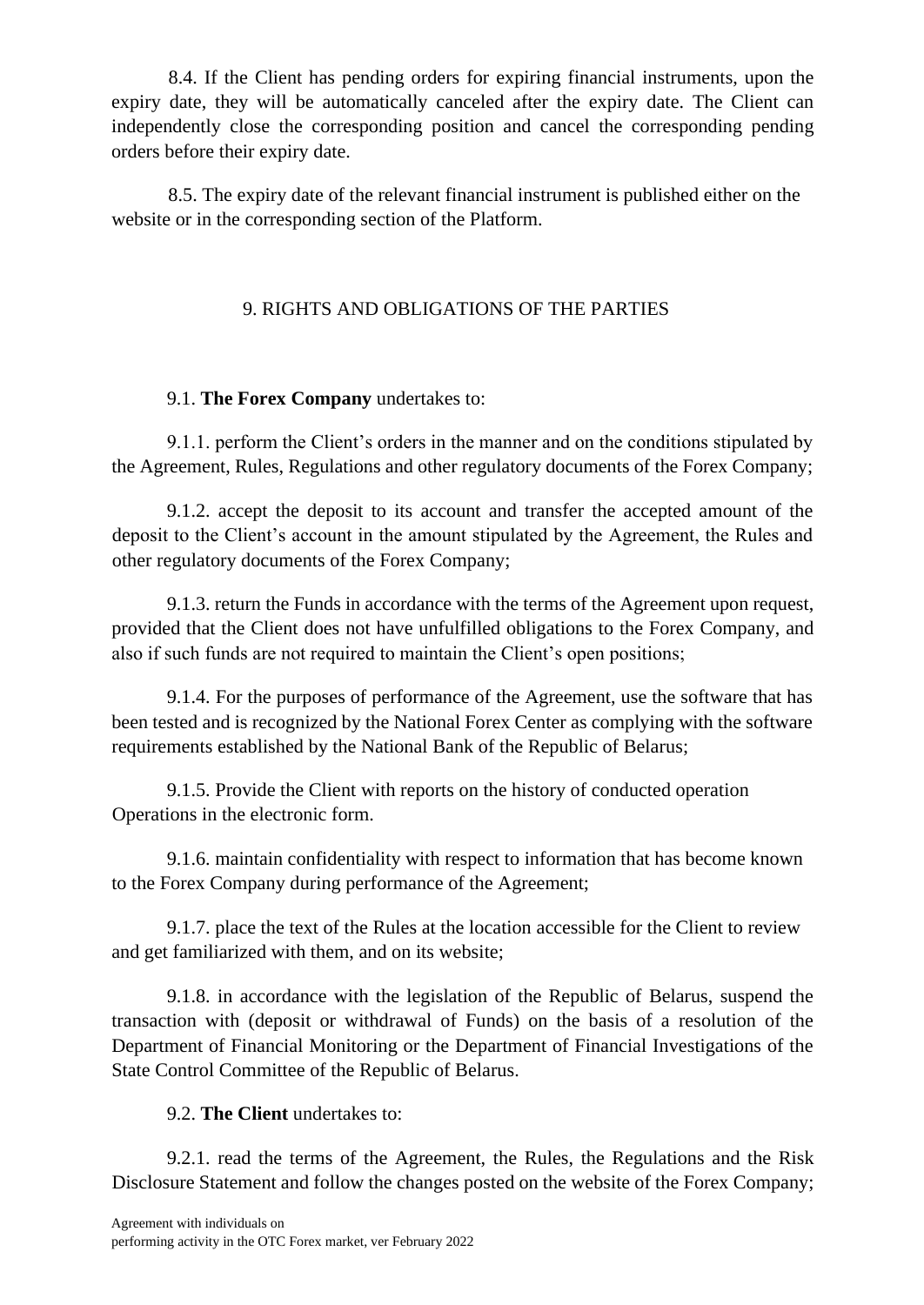8.4. If the Client has pending orders for expiring financial instruments, upon the expiry date, they will be automatically canceled after the expiry date. The Client can independently close the corresponding position and cancel the corresponding pending orders before their expiry date.

8.5. The expiry date of the relevant financial instrument is published either on the website or in the corresponding section of the Platform.

## 9. RIGHTS AND OBLIGATIONS OF THE PARTIES

9.1. **The Forex Company** undertakes to:

9.1.1. perform the Client's orders in the manner and on the conditions stipulated by the Agreement, Rules, Regulations and other regulatory documents of the Forex Company;

9.1.2. accept the deposit to its account and transfer the accepted amount of the deposit to the Client's account in the amount stipulated by the Agreement, the Rules and other regulatory documents of the Forex Company;

9.1.3. return the Funds in accordance with the terms of the Agreement upon request, provided that the Client does not have unfulfilled obligations to the Forex Company, and also if such funds are not required to maintain the Client's open positions;

9.1.4. For the purposes of performance of the Agreement, use the software that has been tested and is recognized by the National Forex Center as complying with the software requirements established by the National Bank of the Republic of Belarus;

9.1.5. Provide the Client with reports on the history of conducted operation Operations in the electronic form.

9.1.6. maintain confidentiality with respect to information that has become known to the Forex Company during performance of the Agreement;

9.1.7. place the text of the Rules at the location accessible for the Client to review and get familiarized with them, and on its website;

9.1.8. in accordance with the legislation of the Republic of Belarus, suspend the transaction with (deposit or withdrawal of Funds) on the basis of a resolution of the Department of Financial Monitoring or the Department of Financial Investigations of the State Control Committee of the Republic of Belarus.

9.2. **The Client** undertakes to:

9.2.1. read the terms of the Agreement, the Rules, the Regulations and the Risk Disclosure Statement and follow the changes posted on the website of the Forex Company;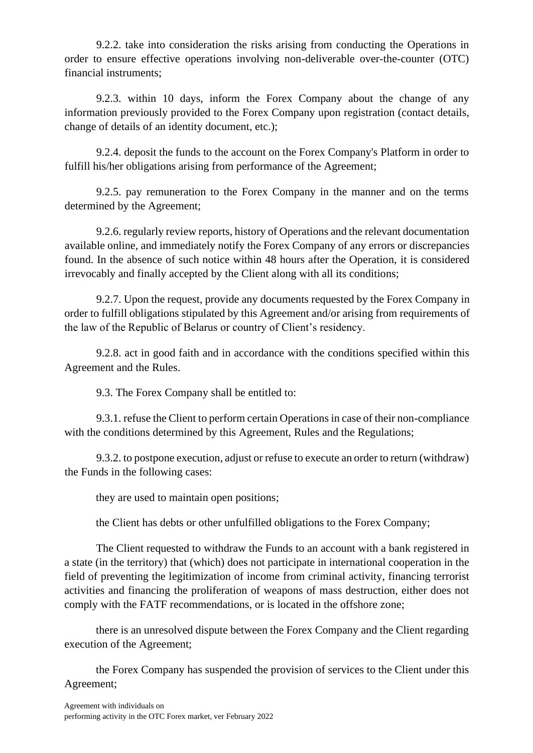9.2.2. take into consideration the risks arising from conducting the Operations in order to ensure effective operations involving non-deliverable over-the-counter (OTC) financial instruments;

9.2.3. within 10 days, inform the Forex Company about the change of any information previously provided to the Forex Company upon registration (contact details, change of details of an identity document, etc.);

9.2.4. deposit the funds to the account on the Forex Company's Platform in order to fulfill his/her obligations arising from performance of the Agreement;

9.2.5. pay remuneration to the Forex Company in the manner and on the terms determined by the Agreement;

9.2.6. regularly review reports, history of Operations and the relevant documentation available online, and immediately notify the Forex Company of any errors or discrepancies found. In the absence of such notice within 48 hours after the Operation, it is considered irrevocably and finally accepted by the Client along with all its conditions;

9.2.7. Upon the request, provide any documents requested by the Forex Company in order to fulfill obligations stipulated by this Agreement and/or arising from requirements of the law of the Republic of Belarus or country of Client's residency.

9.2.8. act in good faith and in accordance with the conditions specified within this Agreement and the Rules.

9.3. The Forex Company shall be entitled to:

9.3.1. refuse the Client to perform certain Operations in case of their non-compliance with the conditions determined by this Agreement, Rules and the Regulations;

9.3.2. to postpone execution, adjust or refuse to execute an order to return (withdraw) the Funds in the following cases:

they are used to maintain open positions;

the Client has debts or other unfulfilled obligations to the Forex Company;

The Client requested to withdraw the Funds to an account with a bank registered in a state (in the territory) that (which) does not participate in international cooperation in the field of preventing the legitimization of income from criminal activity, financing terrorist activities and financing the proliferation of weapons of mass destruction, either does not comply with the FATF recommendations, or is located in the offshore zone;

there is an unresolved dispute between the Forex Company and the Client regarding execution of the Agreement;

the Forex Company has suspended the provision of services to the Client under this Agreement;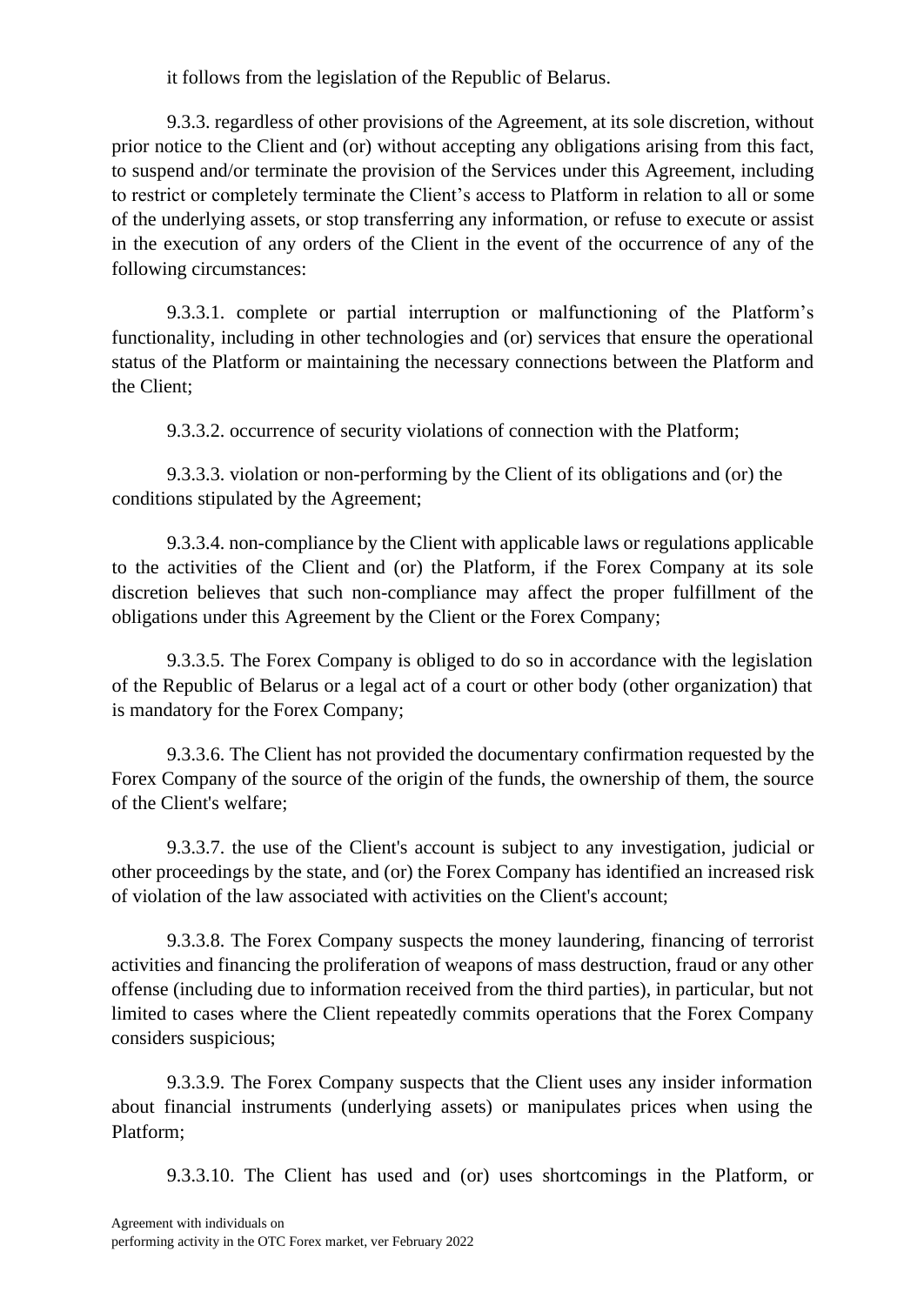it follows from the legislation of the Republic of Belarus.

9.3.3. regardless of other provisions of the Agreement, at its sole discretion, without prior notice to the Client and (or) without accepting any obligations arising from this fact, to suspend and/or terminate the provision of the Services under this Agreement, including to restrict or completely terminate the Client's access to Platform in relation to all or some of the underlying assets, or stop transferring any information, or refuse to execute or assist in the execution of any orders of the Client in the event of the occurrence of any of the following circumstances:

9.3.3.1. complete or partial interruption or malfunctioning of the Platform's functionality, including in other technologies and (or) services that ensure the operational status of the Platform or maintaining the necessary connections between the Platform and the Client;

9.3.3.2. occurrence of security violations of connection with the Platform;

9.3.3.3. violation or non-performing by the Client of its obligations and (or) the conditions stipulated by the Agreement;

9.3.3.4. non-compliance by the Client with applicable laws or regulations applicable to the activities of the Client and (or) the Platform, if the Forex Company at its sole discretion believes that such non-compliance may affect the proper fulfillment of the obligations under this Agreement by the Client or the Forex Company;

9.3.3.5. The Forex Company is obliged to do so in accordance with the legislation of the Republic of Belarus or a legal act of a court or other body (other organization) that is mandatory for the Forex Company;

9.3.3.6. The Client has not provided the documentary confirmation requested by the Forex Company of the source of the origin of the funds, the ownership of them, the source of the Client's welfare;

9.3.3.7. the use of the Client's account is subject to any investigation, judicial or other proceedings by the state, and (or) the Forex Company has identified an increased risk of violation of the law associated with activities on the Client's account;

9.3.3.8. The Forex Company suspects the money laundering, financing of terrorist activities and financing the proliferation of weapons of mass destruction, fraud or any other offense (including due to information received from the third parties), in particular, but not limited to cases where the Client repeatedly commits operations that the Forex Company considers suspicious;

9.3.3.9. The Forex Company suspects that the Client uses any insider information about financial instruments (underlying assets) or manipulates prices when using the Platform;

9.3.3.10. The Client has used and (or) uses shortcomings in the Platform, or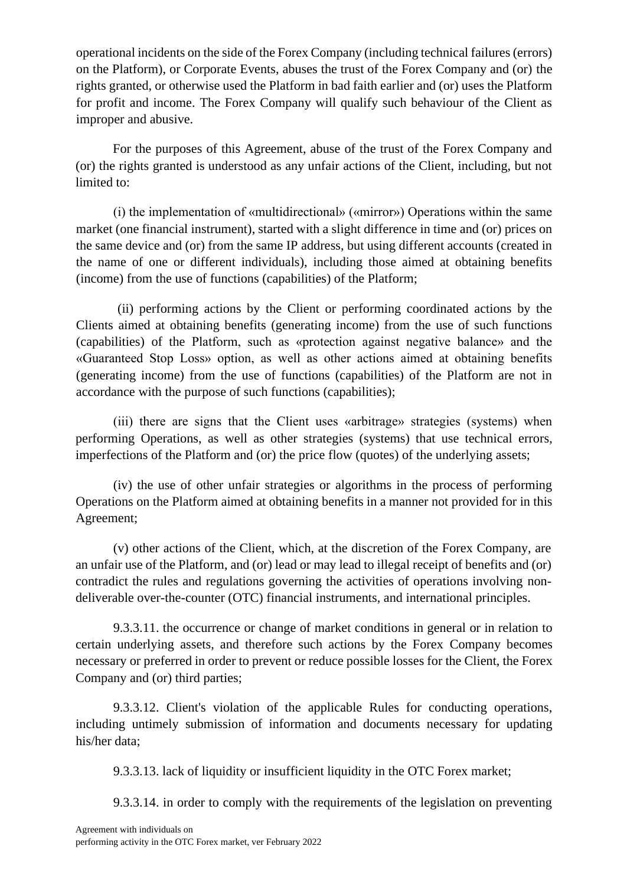operational incidents on the side of the Forex Company (including technical failures (errors) on the Platform), or Corporate Events, abuses the trust of the Forex Company and (or) the rights granted, or otherwise used the Platform in bad faith earlier and (or) uses the Platform for profit and income. The Forex Company will qualify such behaviour of the Client as improper and abusive.

For the purposes of this Agreement, abuse of the trust of the Forex Company and (or) the rights granted is understood as any unfair actions of the Client, including, but not limited to:

(i) the implementation of «multidirectional» («mirror») Operations within the same market (one financial instrument), started with a slight difference in time and (or) prices on the same device and (or) from the same IP address, but using different accounts (created in the name of one or different individuals), including those aimed at obtaining benefits (income) from the use of functions (capabilities) of the Platform;

(ii) performing actions by the Client or performing coordinated actions by the Clients aimed at obtaining benefits (generating income) from the use of such functions (capabilities) of the Platform, such as «protection against negative balance» and the «Guaranteed Stop Loss» option, as well as other actions aimed at obtaining benefits (generating income) from the use of functions (capabilities) of the Platform are not in accordance with the purpose of such functions (capabilities);

(iii) there are signs that the Client uses «arbitrage» strategies (systems) when performing Operations, as well as other strategies (systems) that use technical errors, imperfections of the Platform and (or) the price flow (quotes) of the underlying assets;

(iv) the use of other unfair strategies or algorithms in the process of performing Operations on the Platform aimed at obtaining benefits in a manner not provided for in this Agreement;

(v) other actions of the Client, which, at the discretion of the Forex Company, are an unfair use of the Platform, and (or) lead or may lead to illegal receipt of benefits and (or) contradict the rules and regulations governing the activities of operations involving non-deliverable over-the-counter (OTC) financial instruments, and international principles.

9.3.3.11. the occurrence or change of market conditions in general or in relation to certain underlying assets, and therefore such actions by the Forex Company becomes necessary or preferred in order to prevent or reduce possible losses for the Client, the Forex Company and (or) third parties;

9.3.3.12. Client's violation of the applicable Rules for conducting operations, including untimely submission of information and documents necessary for updating his/her data;

9.3.3.13. lack of liquidity or insufficient liquidity in the OTC Forex market;

9.3.3.14. in order to comply with the requirements of the legislation on preventing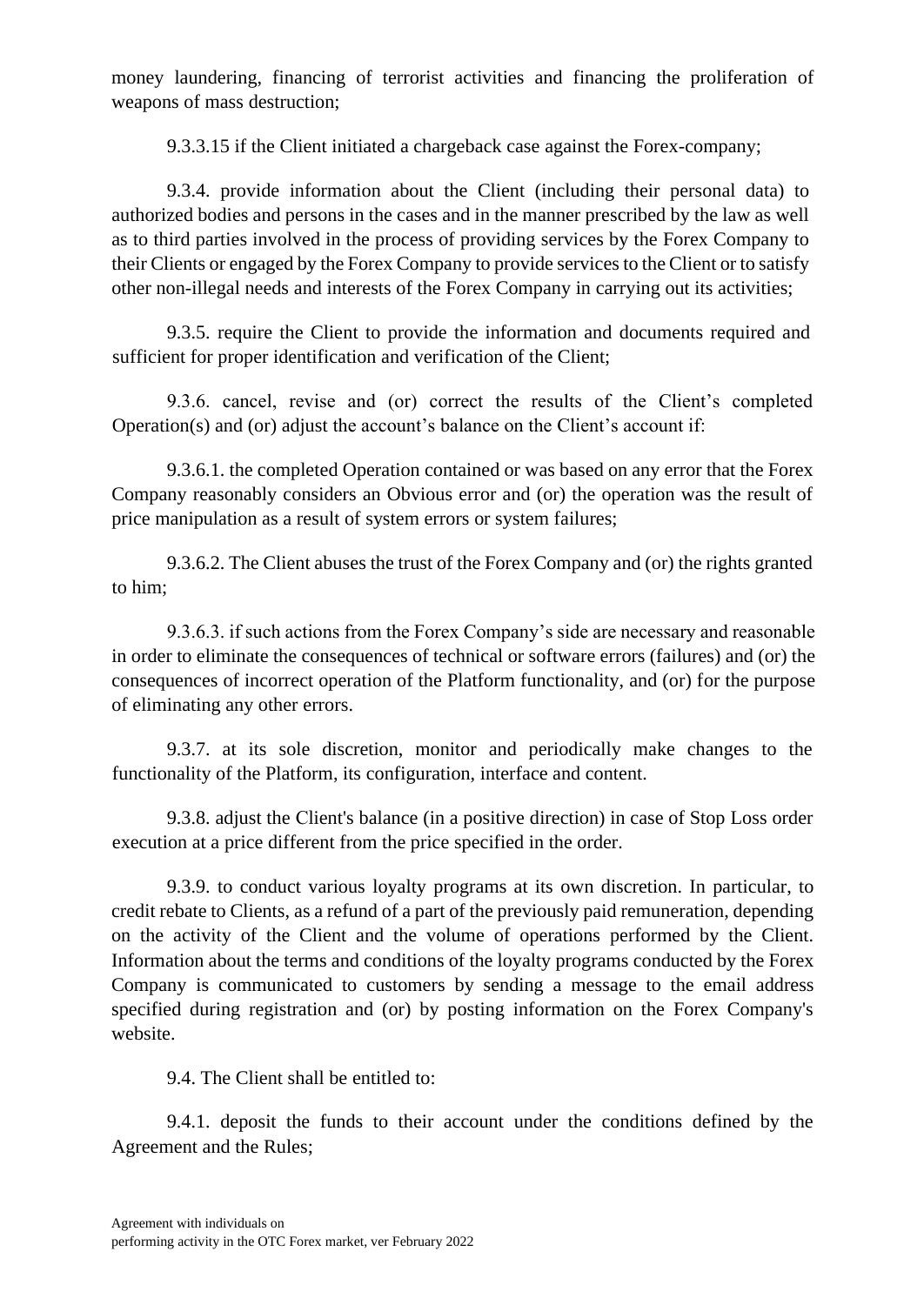money laundering, financing of terrorist activities and financing the proliferation of weapons of mass destruction;

9.3.3.15 if the Client initiated a chargeback case against the Forex-company;

9.3.4. provide information about the Client (including their personal data) to authorized bodies and persons in the cases and in the manner prescribed by the law as well as to third parties involved in the process of providing services by the Forex Company to their Clients or engaged by the Forex Company to provide services to the Client or to satisfy other non-illegal needs and interests of the Forex Company in carrying out its activities;

9.3.5. require the Client to provide the information and documents required and sufficient for proper identification and verification of the Client;

9.3.6. cancel, revise and (or) correct the results of the Client's completed Operation(s) and (or) adjust the account's balance on the Client's account if:

9.3.6.1. the completed Operation contained or was based on any error that the Forex Company reasonably considers an Obvious error and (or) the operation was the result of price manipulation as a result of system errors or system failures;

9.3.6.2. The Client abuses the trust of the Forex Company and (or) the rights granted to him;

9.3.6.3. if such actions from the Forex Company's side are necessary and reasonable in order to eliminate the consequences of technical or software errors (failures) and (or) the consequences of incorrect operation of the Platform functionality, and (or) for the purpose of eliminating any other errors.

9.3.7. at its sole discretion, monitor and periodically make changes to the functionality of the Platform, its configuration, interface and content.

9.3.8. adjust the Client's balance (in a positive direction) in case of Stop Loss order execution at a price different from the price specified in the order.

9.3.9. to conduct various loyalty programs at its own discretion. In particular, to credit rebate to Clients, as a refund of a part of the previously paid remuneration, depending on the activity of the Client and the volume of operations performed by the Client. Information about the terms and conditions of the loyalty programs conducted by the Forex Company is communicated to customers by sending a message to the email address specified during registration and (or) by posting information on the Forex Company's website.

9.4. The Client shall be entitled to:

9.4.1. deposit the funds to their account under the conditions defined by the Agreement and the Rules;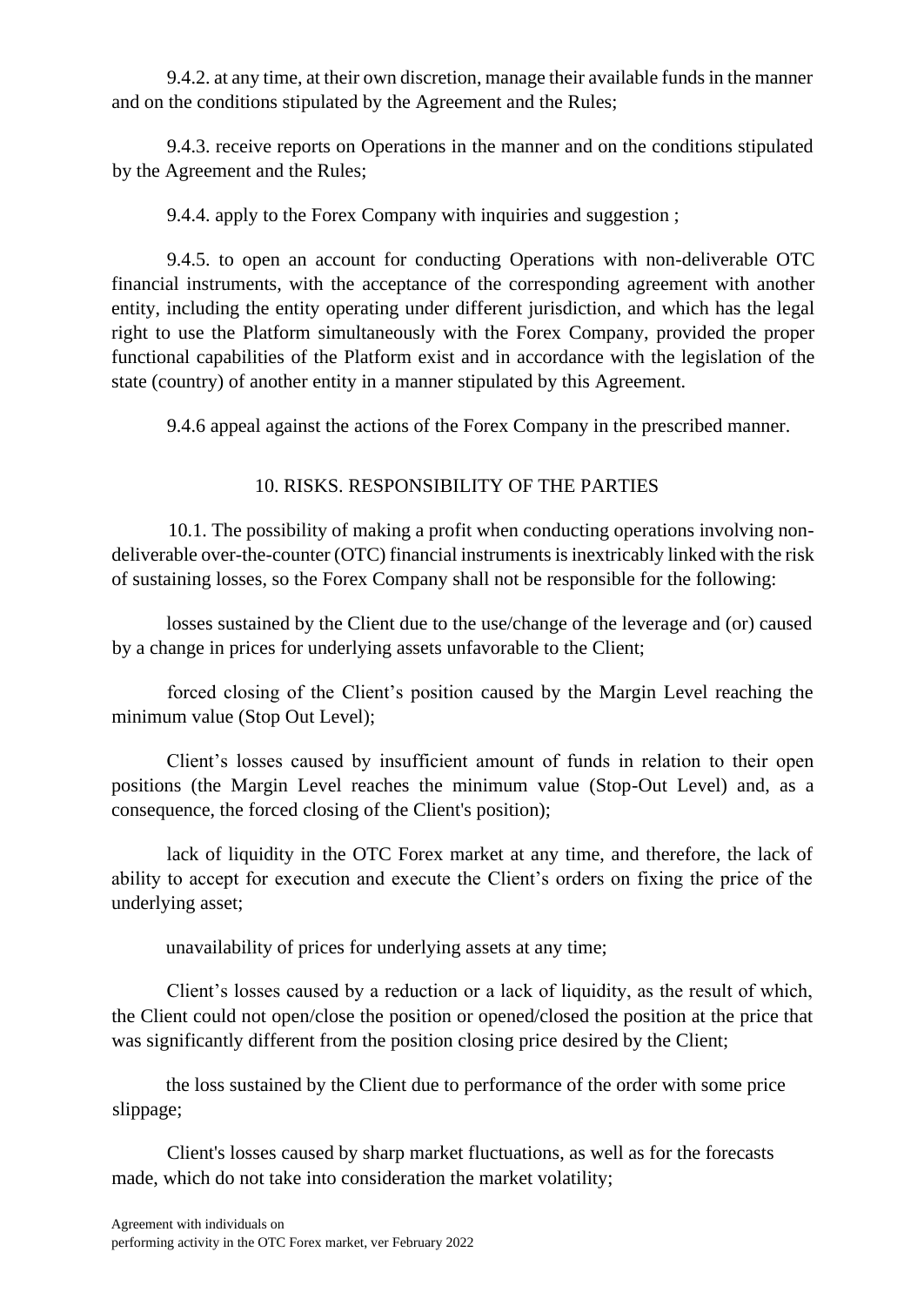9.4.2. at any time, at their own discretion, manage their available funds in the manner and on the conditions stipulated by the Agreement and the Rules;

9.4.3. receive reports on Operations in the manner and on the conditions stipulated by the Agreement and the Rules;

9.4.4. apply to the Forex Company with inquiries and suggestion ;

9.4.5. to open an account for conducting Operations with non-deliverable OTC financial instruments, with the acceptance of the corresponding agreement with another entity, including the entity operating under different jurisdiction, and which has the legal right to use the Platform simultaneously with the Forex Company, provided the proper functional capabilities of the Platform exist and in accordance with the legislation of the state (country) of another entity in a manner stipulated by this Agreement.

9.4.6 appeal against the actions of the Forex Company in the prescribed manner.

## 10. RISKS. RESPONSIBILITY OF THE PARTIES

10.1. The possibility of making a profit when conducting operations involving non-deliverable over-the-counter (OTC) financial instruments is inextricably linked with the risk of sustaining losses, so the Forex Company shall not be responsible for the following:

losses sustained by the Client due to the use/change of the leverage and (or) caused by a change in prices for underlying assets unfavorable to the Client;

forced closing of the Client's position caused by the Margin Level reaching the minimum value (Stop Out Level);

Client's losses caused by insufficient amount of funds in relation to their open positions (the Margin Level reaches the minimum value (Stop-Out Level) and, as a consequence, the forced closing of the Client's position);

lack of liquidity in the OTC Forex market at any time, and therefore, the lack of ability to accept for execution and execute the Client's orders on fixing the price of the underlying asset;

unavailability of prices for underlying assets at any time;

Client's losses caused by a reduction or a lack of liquidity, as the result of which, the Client could not open/close the position or opened/closed the position at the price that was significantly different from the position closing price desired by the Client;

the loss sustained by the Client due to performance of the order with some price slippage;

Client's losses caused by sharp market fluctuations, as well as for the forecasts made, which do not take into consideration the market volatility;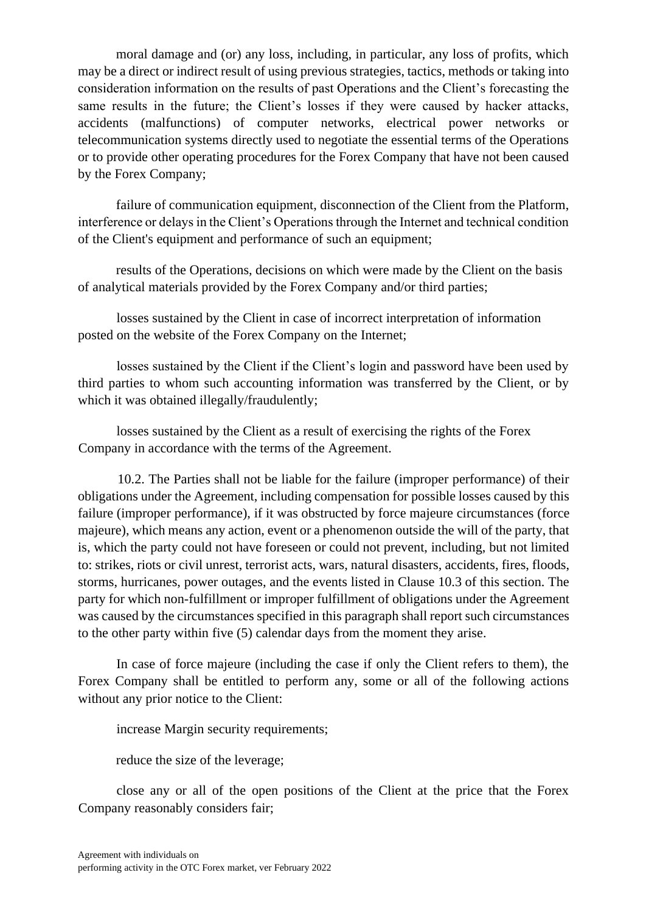moral damage and (or) any loss, including, in particular, any loss of profits, which may be a direct or indirect result of using previous strategies, tactics, methods or taking into consideration information on the results of past Operations and the Client's forecasting the same results in the future; the Client's losses if they were caused by hacker attacks, accidents (malfunctions) of computer networks, electrical power networks or telecommunication systems directly used to negotiate the essential terms of the Operations or to provide other operating procedures for the Forex Company that have not been caused by the Forex Company;

failure of communication equipment, disconnection of the Client from the Platform, interference or delays in the Client's Operations through the Internet and technical condition of the Client's equipment and performance of such an equipment;

results of the Operations, decisions on which were made by the Client on the basis of analytical materials provided by the Forex Company and/or third parties;

losses sustained by the Client in case of incorrect interpretation of information posted on the website of the Forex Company on the Internet;

losses sustained by the Client if the Client's login and password have been used by third parties to whom such accounting information was transferred by the Client, or by which it was obtained illegally/fraudulently;

losses sustained by the Client as a result of exercising the rights of the Forex Company in accordance with the terms of the Agreement.

10.2. The Parties shall not be liable for the failure (improper performance) of their obligations under the Agreement, including compensation for possible losses caused by this failure (improper performance), if it was obstructed by force majeure circumstances (force majeure), which means any action, event or a phenomenon outside the will of the party, that is, which the party could not have foreseen or could not prevent, including, but not limited to: strikes, riots or civil unrest, terrorist acts, wars, natural disasters, accidents, fires, floods, storms, hurricanes, power outages, and the events listed in Clause 10.3 of this section. The party for which non-fulfillment or improper fulfillment of obligations under the Agreement was caused by the circumstances specified in this paragraph shall report such circumstances to the other party within five (5) calendar days from the moment they arise.

In case of force majeure (including the case if only the Client refers to them), the Forex Company shall be entitled to perform any, some or all of the following actions without any prior notice to the Client:

increase Margin security requirements;

reduce the size of the leverage;

close any or all of the open positions of the Client at the price that the Forex Company reasonably considers fair;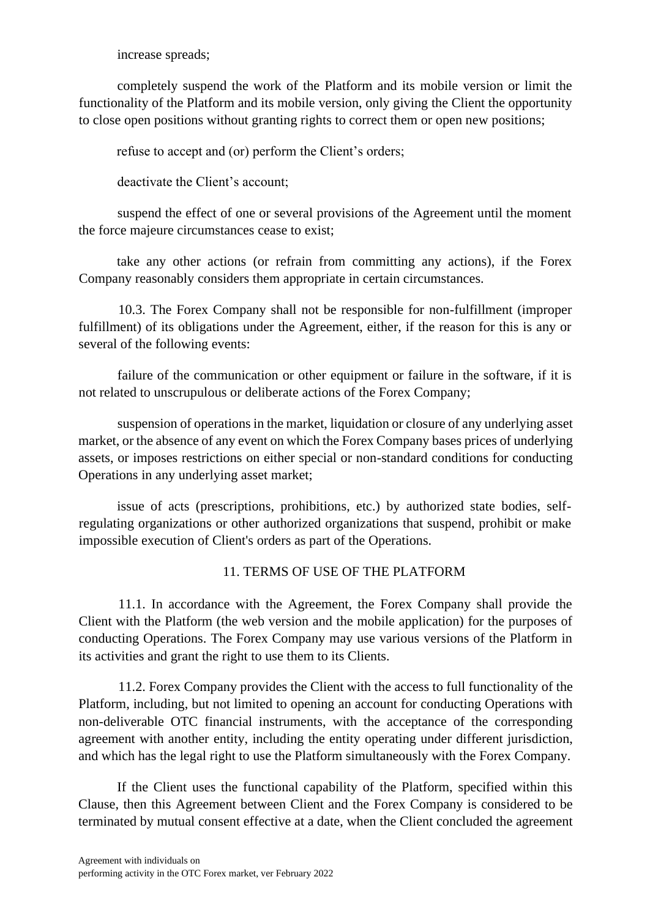increase spreads;

completely suspend the work of the Platform and its mobile version or limit the functionality of the Platform and its mobile version, only giving the Client the opportunity to close open positions without granting rights to correct them or open new positions;

refuse to accept and (or) perform the Client's orders;

deactivate the Client's account;

suspend the effect of one or several provisions of the Agreement until the moment the force majeure circumstances cease to exist;

take any other actions (or refrain from committing any actions), if the Forex Company reasonably considers them appropriate in certain circumstances.

10.3. The Forex Company shall not be responsible for non-fulfillment (improper fulfillment) of its obligations under the Agreement, either, if the reason for this is any or several of the following events:

failure of the communication or other equipment or failure in the software, if it is not related to unscrupulous or deliberate actions of the Forex Company;

suspension of operations in the market, liquidation or closure of any underlying asset market, or the absence of any event on which the Forex Company bases prices of underlying assets, or imposes restrictions on either special or non-standard conditions for conducting Operations in any underlying asset market;

issue of acts (prescriptions, prohibitions, etc.) by authorized state bodies, self-regulating organizations or other authorized organizations that suspend, prohibit or make impossible execution of Client's orders as part of the Operations.

## 11. TERMS OF USE OF THE PLATFORM

11.1. In accordance with the Agreement, the Forex Company shall provide the Client with the Platform (the web version and the mobile application) for the purposes of conducting Operations. The Forex Company may use various versions of the Platform in its activities and grant the right to use them to its Clients.

11.2. Forex Company provides the Client with the access to full functionality of the Platform, including, but not limited to opening an account for conducting Operations with non-deliverable OTC financial instruments, with the acceptance of the corresponding agreement with another entity, including the entity operating under different jurisdiction, and which has the legal right to use the Platform simultaneously with the Forex Company.

If the Client uses the functional capability of the Platform, specified within this Clause, then this Agreement between Client and the Forex Company is considered to be terminated by mutual consent effective at a date, when the Client concluded the agreement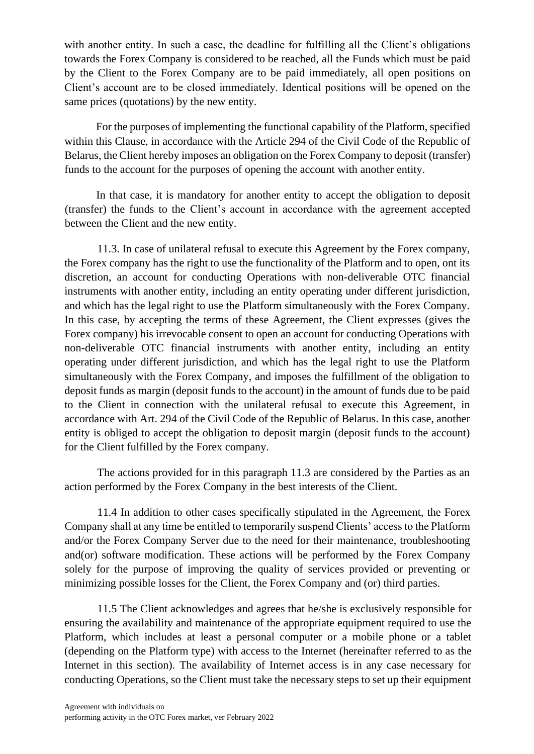with another entity. In such a case, the deadline for fulfilling all the Client's obligations towards the Forex Company is considered to be reached, all the Funds which must be paid by the Client to the Forex Company are to be paid immediately, all open positions on Client's account are to be closed immediately. Identical positions will be opened on the same prices (quotations) by the new entity.

For the purposes of implementing the functional capability of the Platform, specified within this Clause, in accordance with the Article 294 of the Civil Code of the Republic of Belarus, the Client hereby imposes an obligation on the Forex Company to deposit (transfer) funds to the account for the purposes of opening the account with another entity.

In that case, it is mandatory for another entity to accept the obligation to deposit (transfer) the funds to the Client's account in accordance with the agreement accepted between the Client and the new entity.

11.3. In case of unilateral refusal to execute this Agreement by the Forex company, the Forex company has the right to use the functionality of the Platform and to open, ont its discretion, an account for conducting Operations with non-deliverable OTC financial instruments with another entity, including an entity operating under different jurisdiction, and which has the legal right to use the Platform simultaneously with the Forex Company. In this case, by accepting the terms of these Agreement, the Client expresses (gives the Forex company) his irrevocable consent to open an account for conducting Operations with non-deliverable OTC financial instruments with another entity, including an entity operating under different jurisdiction, and which has the legal right to use the Platform simultaneously with the Forex Company, and imposes the fulfillment of the obligation to deposit funds as margin (deposit funds to the account) in the amount of funds due to be paid to the Client in connection with the unilateral refusal to execute this Agreement, in accordance with Art. 294 of the Civil Code of the Republic of Belarus. In this case, another entity is obliged to accept the obligation to deposit margin (deposit funds to the account) for the Client fulfilled by the Forex company.

The actions provided for in this paragraph 11.3 are considered by the Parties as an action performed by the Forex Company in the best interests of the Client.

11.4 In addition to other cases specifically stipulated in the Agreement, the Forex Company shall at any time be entitled to temporarily suspend Clients' access to the Platform and/or the Forex Company Server due to the need for their maintenance, troubleshooting and(or) software modification. These actions will be performed by the Forex Company solely for the purpose of improving the quality of services provided or preventing or minimizing possible losses for the Client, the Forex Company and (or) third parties.

11.5 The Client acknowledges and agrees that he/she is exclusively responsible for ensuring the availability and maintenance of the appropriate equipment required to use the Platform, which includes at least a personal computer or a mobile phone or a tablet (depending on the Platform type) with access to the Internet (hereinafter referred to as the Internet in this section). The availability of Internet access is in any case necessary for conducting Operations, so the Client must take the necessary steps to set up their equipment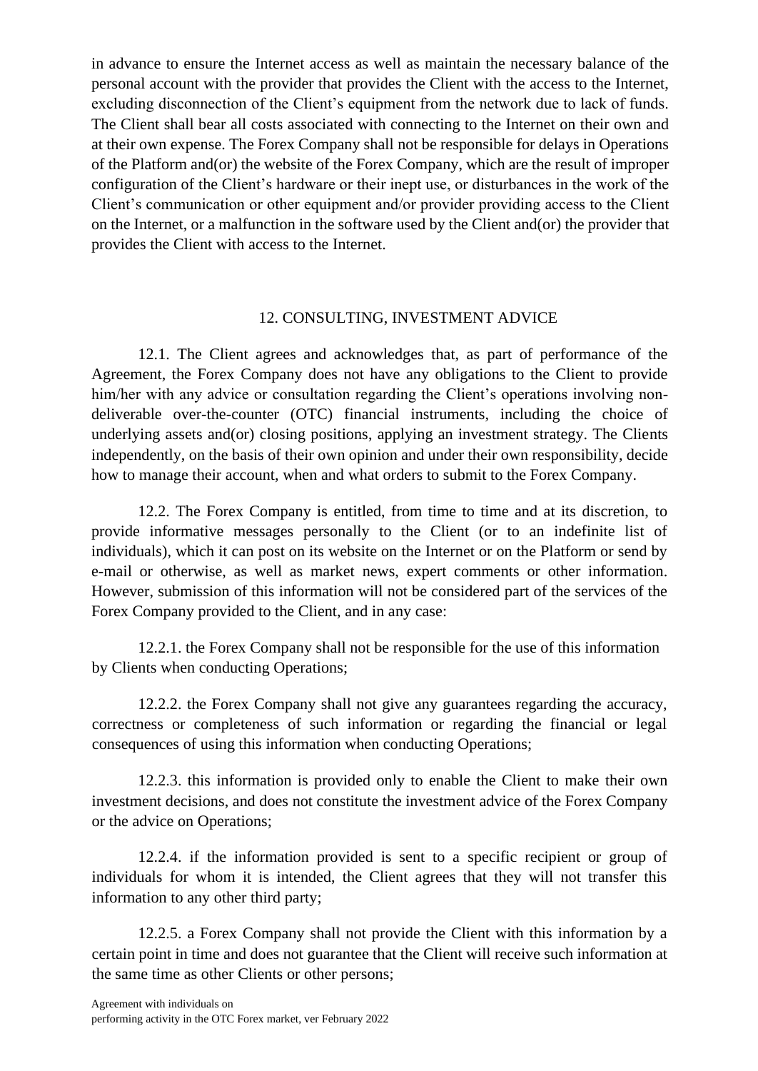in advance to ensure the Internet access as well as maintain the necessary balance of the personal account with the provider that provides the Client with the access to the Internet, excluding disconnection of the Client's equipment from the network due to lack of funds. The Client shall bear all costs associated with connecting to the Internet on their own and at their own expense. The Forex Company shall not be responsible for delays in Operations of the Platform and(or) the website of the Forex Company, which are the result of improper configuration of the Client's hardware or their inept use, or disturbances in the work of the Client's communication or other equipment and/or provider providing access to the Client on the Internet, or a malfunction in the software used by the Client and(or) the provider that provides the Client with access to the Internet.

## 12. CONSULTING, INVESTMENT ADVICE

12.1. The Client agrees and acknowledges that, as part of performance of the Agreement, the Forex Company does not have any obligations to the Client to provide him/her with any advice or consultation regarding the Client's operations involving non-deliverable over-the-counter (OTC) financial instruments, including the choice of underlying assets and(or) closing positions, applying an investment strategy. The Clients independently, on the basis of their own opinion and under their own responsibility, decide how to manage their account, when and what orders to submit to the Forex Company.

12.2. The Forex Company is entitled, from time to time and at its discretion, to provide informative messages personally to the Client (or to an indefinite list of individuals), which it can post on its website on the Internet or on the Platform or send by e-mail or otherwise, as well as market news, expert comments or other information. However, submission of this information will not be considered part of the services of the Forex Company provided to the Client, and in any case:

12.2.1. the Forex Company shall not be responsible for the use of this information by Clients when conducting Operations;

12.2.2. the Forex Company shall not give any guarantees regarding the accuracy, correctness or completeness of such information or regarding the financial or legal consequences of using this information when conducting Operations;

12.2.3. this information is provided only to enable the Client to make their own investment decisions, and does not constitute the investment advice of the Forex Company or the advice on Operations;

12.2.4. if the information provided is sent to a specific recipient or group of individuals for whom it is intended, the Client agrees that they will not transfer this information to any other third party;

12.2.5. a Forex Company shall not provide the Client with this information by a certain point in time and does not guarantee that the Client will receive such information at the same time as other Clients or other persons;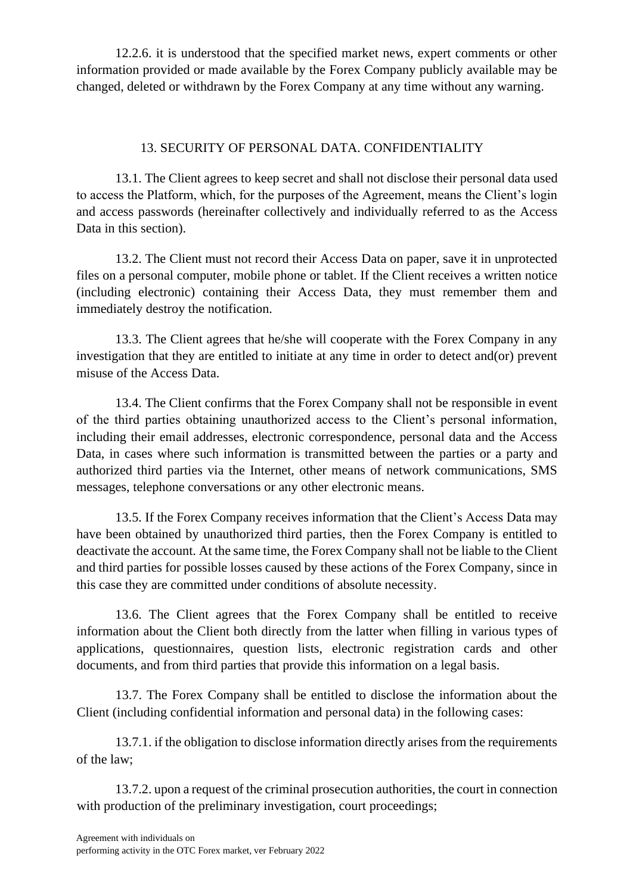12.2.6. it is understood that the specified market news, expert comments or other information provided or made available by the Forex Company publicly available may be changed, deleted or withdrawn by the Forex Company at any time without any warning.

## 13. SECURITY OF PERSONAL DATA. CONFIDENTIALITY

13.1. The Client agrees to keep secret and shall not disclose their personal data used to access the Platform, which, for the purposes of the Agreement, means the Client's login and access passwords (hereinafter collectively and individually referred to as the Access Data in this section).

13.2. The Client must not record their Access Data on paper, save it in unprotected files on a personal computer, mobile phone or tablet. If the Client receives a written notice (including electronic) containing their Access Data, they must remember them and immediately destroy the notification.

13.3. The Client agrees that he/she will cooperate with the Forex Company in any investigation that they are entitled to initiate at any time in order to detect and(or) prevent misuse of the Access Data.

13.4. The Client confirms that the Forex Company shall not be responsible in event of the third parties obtaining unauthorized access to the Client's personal information, including their email addresses, electronic correspondence, personal data and the Access Data, in cases where such information is transmitted between the parties or a party and authorized third parties via the Internet, other means of network communications, SMS messages, telephone conversations or any other electronic means.

13.5. If the Forex Company receives information that the Client's Access Data may have been obtained by unauthorized third parties, then the Forex Company is entitled to deactivate the account. At the same time, the Forex Company shall not be liable to the Client and third parties for possible losses caused by these actions of the Forex Company, since in this case they are committed under conditions of absolute necessity.

13.6. The Client agrees that the Forex Company shall be entitled to receive information about the Client both directly from the latter when filling in various types of applications, questionnaires, question lists, electronic registration cards and other documents, and from third parties that provide this information on a legal basis.

13.7. The Forex Company shall be entitled to disclose the information about the Client (including confidential information and personal data) in the following cases:

13.7.1. if the obligation to disclose information directly arises from the requirements of the law;

13.7.2. upon a request of the criminal prosecution authorities, the court in connection with production of the preliminary investigation, court proceedings;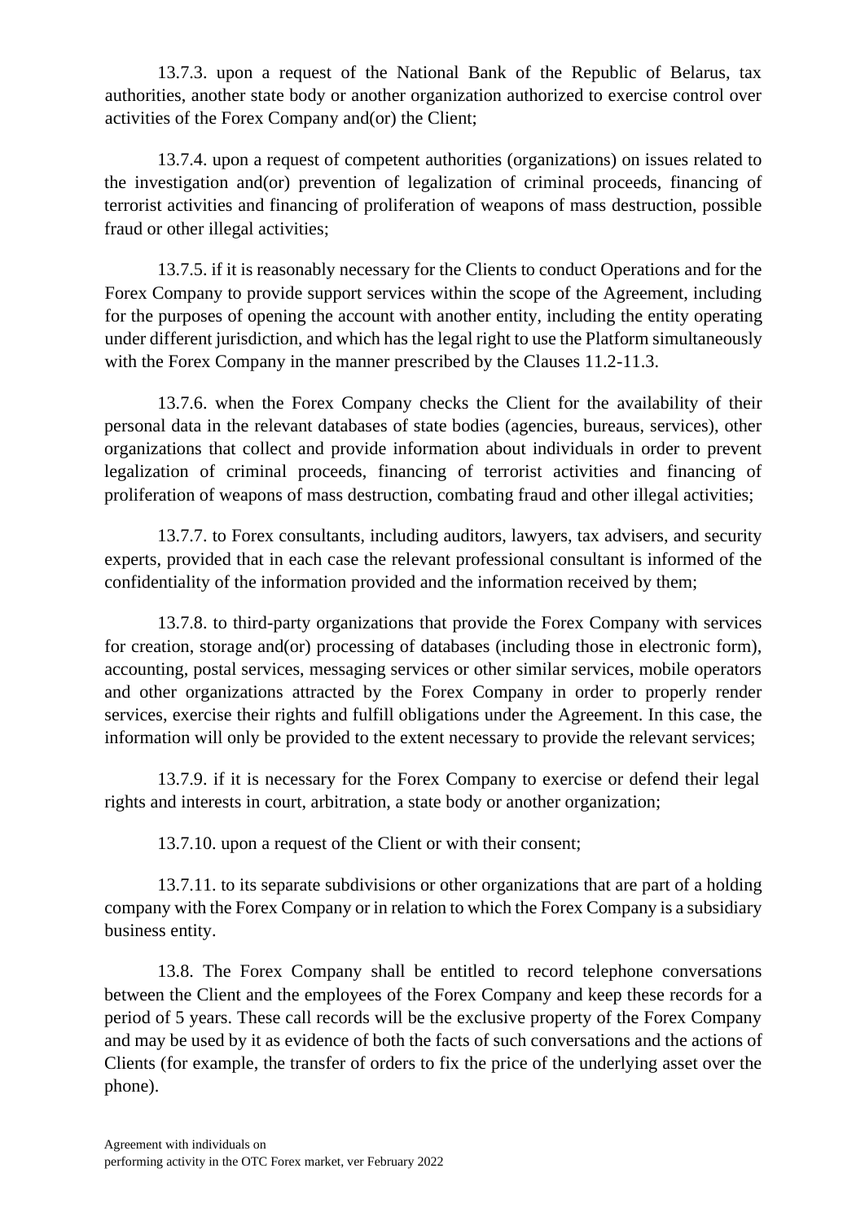13.7.3. upon a request of the National Bank of the Republic of Belarus, tax authorities, another state body or another organization authorized to exercise control over activities of the Forex Company and(or) the Client;

13.7.4. upon a request of competent authorities (organizations) on issues related to the investigation and(or) prevention of legalization of criminal proceeds, financing of terrorist activities and financing of proliferation of weapons of mass destruction, possible fraud or other illegal activities;

13.7.5. if it is reasonably necessary for the Clients to conduct Operations and for the Forex Company to provide support services within the scope of the Agreement, including for the purposes of opening the account with another entity, including the entity operating under different jurisdiction, and which has the legal right to use the Platform simultaneously with the Forex Company in the manner prescribed by the Clauses 11.2-11.3.

13.7.6. when the Forex Company checks the Client for the availability of their personal data in the relevant databases of state bodies (agencies, bureaus, services), other organizations that collect and provide information about individuals in order to prevent legalization of criminal proceeds, financing of terrorist activities and financing of proliferation of weapons of mass destruction, combating fraud and other illegal activities;

13.7.7. to Forex consultants, including auditors, lawyers, tax advisers, and security experts, provided that in each case the relevant professional consultant is informed of the confidentiality of the information provided and the information received by them;

13.7.8. to third-party organizations that provide the Forex Company with services for creation, storage and(or) processing of databases (including those in electronic form), accounting, postal services, messaging services or other similar services, mobile operators and other organizations attracted by the Forex Company in order to properly render services, exercise their rights and fulfill obligations under the Agreement. In this case, the information will only be provided to the extent necessary to provide the relevant services;

13.7.9. if it is necessary for the Forex Company to exercise or defend their legal rights and interests in court, arbitration, a state body or another organization;

13.7.10. upon a request of the Client or with their consent;

13.7.11. to its separate subdivisions or other organizations that are part of a holding company with the Forex Company or in relation to which the Forex Company is a subsidiary business entity.

13.8. The Forex Company shall be entitled to record telephone conversations between the Client and the employees of the Forex Company and keep these records for a period of 5 years. These call records will be the exclusive property of the Forex Company and may be used by it as evidence of both the facts of such conversations and the actions of Clients (for example, the transfer of orders to fix the price of the underlying asset over the phone).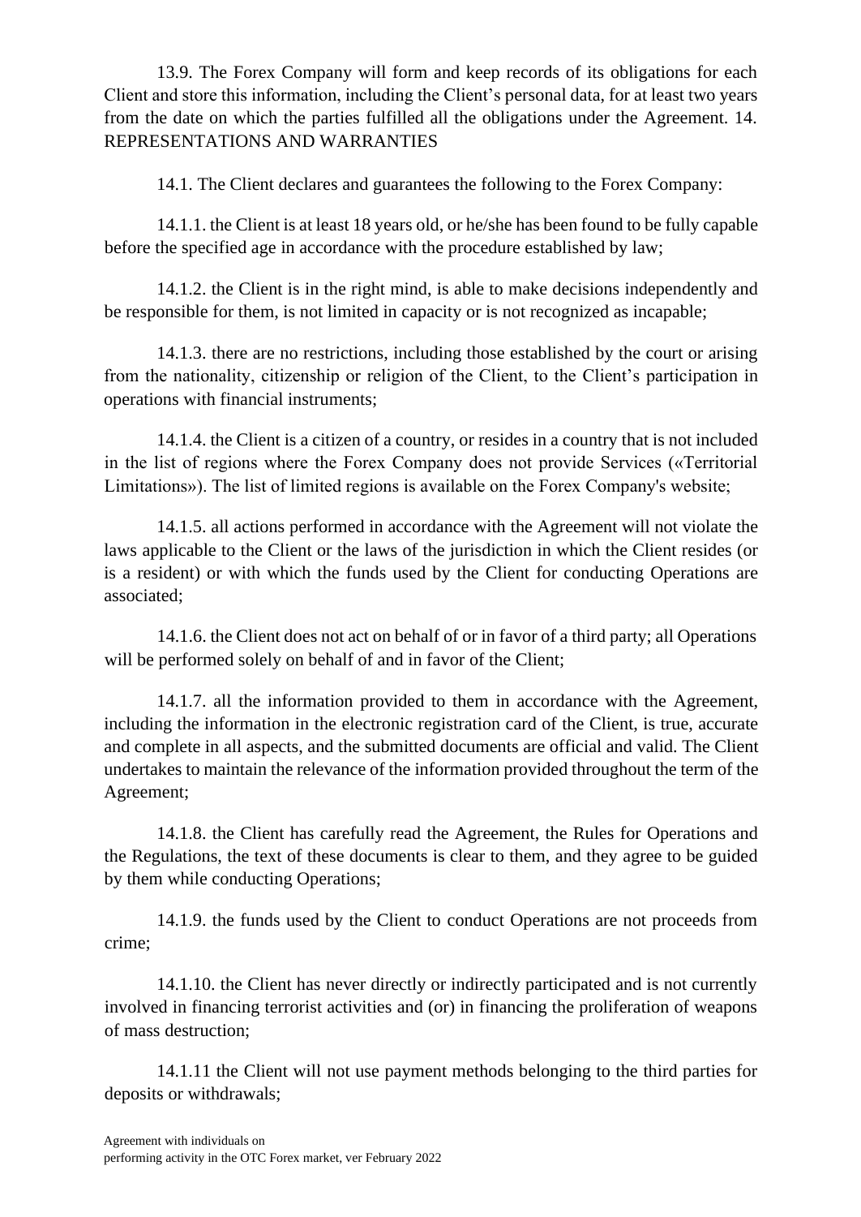13.9. The Forex Company will form and keep records of its obligations for each Client and store this information, including the Client's personal data, for at least two years from the date on which the parties fulfilled all the obligations under the Agreement. 14. REPRESENTATIONS AND WARRANTIES

14.1. The Client declares and guarantees the following to the Forex Company:

14.1.1. the Client is at least 18 years old, or he/she has been found to be fully capable before the specified age in accordance with the procedure established by law;

14.1.2. the Client is in the right mind, is able to make decisions independently and be responsible for them, is not limited in capacity or is not recognized as incapable;

14.1.3. there are no restrictions, including those established by the court or arising from the nationality, citizenship or religion of the Client, to the Client's participation in operations with financial instruments;

14.1.4. the Client is a citizen of a country, or resides in a country that is not included in the list of regions where the Forex Company does not provide Services («Territorial Limitations»). The list of limited regions is available on the Forex Company's website;

14.1.5. all actions performed in accordance with the Agreement will not violate the laws applicable to the Client or the laws of the jurisdiction in which the Client resides (or is a resident) or with which the funds used by the Client for conducting Operations are associated;

14.1.6. the Client does not act on behalf of or in favor of a third party; all Operations will be performed solely on behalf of and in favor of the Client;

14.1.7. all the information provided to them in accordance with the Agreement, including the information in the electronic registration card of the Client, is true, accurate and complete in all aspects, and the submitted documents are official and valid. The Client undertakes to maintain the relevance of the information provided throughout the term of the Agreement;

14.1.8. the Client has carefully read the Agreement, the Rules for Operations and the Regulations, the text of these documents is clear to them, and they agree to be guided by them while conducting Operations;

14.1.9. the funds used by the Client to conduct Operations are not proceeds from crime;

14.1.10. the Client has never directly or indirectly participated and is not currently involved in financing terrorist activities and (or) in financing the proliferation of weapons of mass destruction;

14.1.11 the Client will not use payment methods belonging to the third parties for deposits or withdrawals;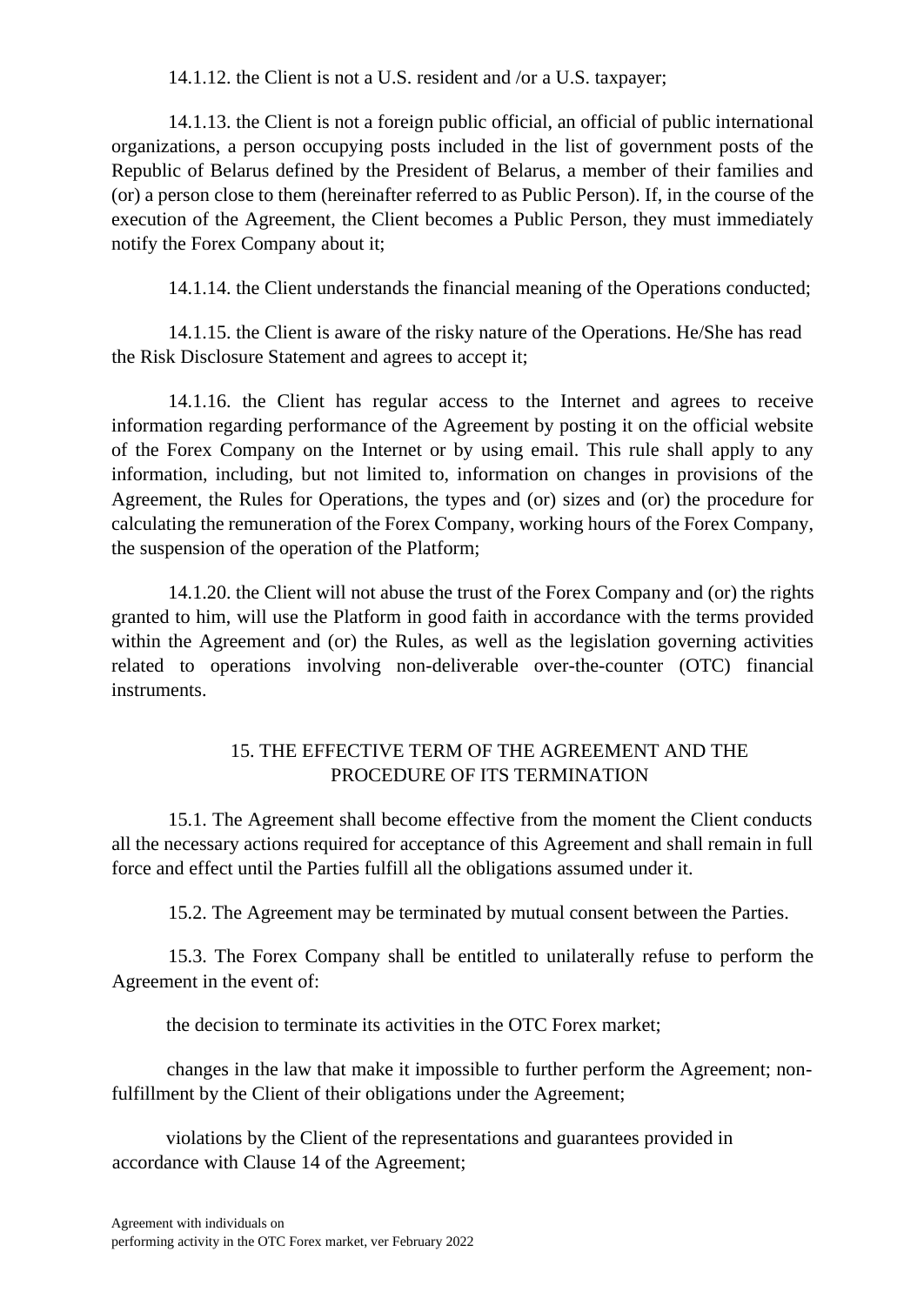14.1.12. the Client is not a U.S. resident and /or a U.S. taxpayer;

14.1.13. the Client is not a foreign public official, an official of public international organizations, a person occupying posts included in the list of government posts of the Republic of Belarus defined by the President of Belarus, a member of their families and (or) a person close to them (hereinafter referred to as Public Person). If, in the course of the execution of the Agreement, the Client becomes a Public Person, they must immediately notify the Forex Company about it;

14.1.14. the Client understands the financial meaning of the Operations conducted;

14.1.15. the Client is aware of the risky nature of the Operations. He/She has read the Risk Disclosure Statement and agrees to accept it;

14.1.16. the Client has regular access to the Internet and agrees to receive information regarding performance of the Agreement by posting it on the official website of the Forex Company on the Internet or by using email. This rule shall apply to any information, including, but not limited to, information on changes in provisions of the Agreement, the Rules for Operations, the types and (or) sizes and (or) the procedure for calculating the remuneration of the Forex Company, working hours of the Forex Company, the suspension of the operation of the Platform;

14.1.20. the Client will not abuse the trust of the Forex Company and (or) the rights granted to him, will use the Platform in good faith in accordance with the terms provided within the Agreement and (or) the Rules, as well as the legislation governing activities related to operations involving non-deliverable over-the-counter (OTC) financial instruments.

## 15. THE EFFECTIVE TERM OF THE AGREEMENT AND THE PROCEDURE OF ITS TERMINATION

15.1. The Agreement shall become effective from the moment the Client conducts all the necessary actions required for acceptance of this Agreement and shall remain in full force and effect until the Parties fulfill all the obligations assumed under it.

15.2. The Agreement may be terminated by mutual consent between the Parties.

15.3. The Forex Company shall be entitled to unilaterally refuse to perform the Agreement in the event of:

the decision to terminate its activities in the OTC Forex market;

changes in the law that make it impossible to further perform the Agreement; non-fulfillment by the Client of their obligations under the Agreement;

violations by the Client of the representations and guarantees provided in accordance with Clause 14 of the Agreement;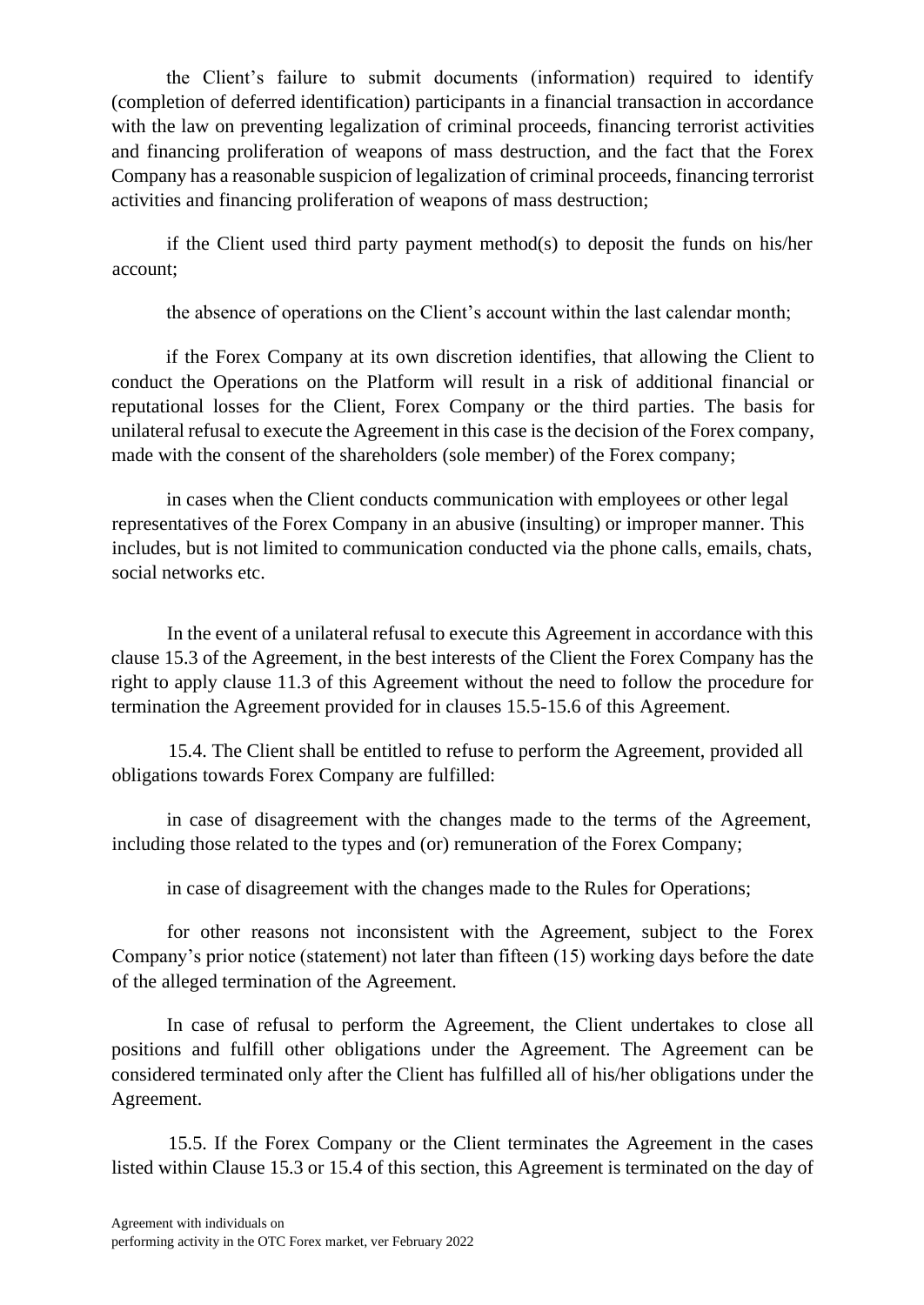the Client's failure to submit documents (information) required to identify (completion of deferred identification) participants in a financial transaction in accordance with the law on preventing legalization of criminal proceeds, financing terrorist activities and financing proliferation of weapons of mass destruction, and the fact that the Forex Company has a reasonable suspicion of legalization of criminal proceeds, financing terrorist activities and financing proliferation of weapons of mass destruction;

if the Client used third party payment method(s) to deposit the funds on his/her account;

the absence of operations on the Client's account within the last calendar month;

if the Forex Company at its own discretion identifies, that allowing the Client to conduct the Operations on the Platform will result in a risk of additional financial or reputational losses for the Client, Forex Company or the third parties. The basis for unilateral refusal to execute the Agreement in this case is the decision of the Forex company, made with the consent of the shareholders (sole member) of the Forex company;

in cases when the Client conducts communication with employees or other legal representatives of the Forex Company in an abusive (insulting) or improper manner. This includes, but is not limited to communication conducted via the phone calls, emails, chats, social networks etc.

In the event of a unilateral refusal to execute this Agreement in accordance with this clause 15.3 of the Agreement, in the best interests of the Client the Forex Company has the right to apply clause 11.3 of this Agreement without the need to follow the procedure for termination the Agreement provided for in clauses 15.5-15.6 of this Agreement.

15.4. The Client shall be entitled to refuse to perform the Agreement, provided all obligations towards Forex Company are fulfilled:

in case of disagreement with the changes made to the terms of the Agreement, including those related to the types and (or) remuneration of the Forex Company;

in case of disagreement with the changes made to the Rules for Operations;

for other reasons not inconsistent with the Agreement, subject to the Forex Company's prior notice (statement) not later than fifteen (15) working days before the date of the alleged termination of the Agreement.

In case of refusal to perform the Agreement, the Client undertakes to close all positions and fulfill other obligations under the Agreement. The Agreement can be considered terminated only after the Client has fulfilled all of his/her obligations under the Agreement.

15.5. If the Forex Company or the Client terminates the Agreement in the cases listed within Clause 15.3 or 15.4 of this section, this Agreement is terminated on the day of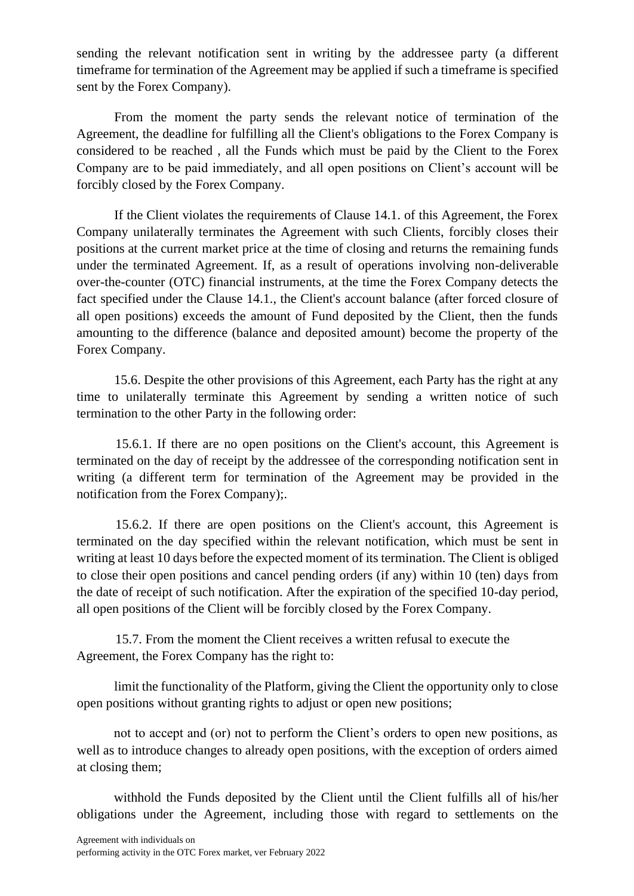sending the relevant notification sent in writing by the addressee party (a different timeframe for termination of the Agreement may be applied if such a timeframe is specified sent by the Forex Company).

From the moment the party sends the relevant notice of termination of the Agreement, the deadline for fulfilling all the Client's obligations to the Forex Company is considered to be reached , all the Funds which must be paid by the Client to the Forex Company are to be paid immediately, and all open positions on Client's account will be forcibly closed by the Forex Company.

If the Client violates the requirements of Clause 14.1. of this Agreement, the Forex Company unilaterally terminates the Agreement with such Clients, forcibly closes their positions at the current market price at the time of closing and returns the remaining funds under the terminated Agreement. If, as a result of operations involving non-deliverable over-the-counter (OTC) financial instruments, at the time the Forex Company detects the fact specified under the Clause 14.1., the Client's account balance (after forced closure of all open positions) exceeds the amount of Fund deposited by the Client, then the funds amounting to the difference (balance and deposited amount) become the property of the Forex Company.

15.6. Despite the other provisions of this Agreement, each Party has the right at any time to unilaterally terminate this Agreement by sending a written notice of such termination to the other Party in the following order:

15.6.1. If there are no open positions on the Client's account, this Agreement is terminated on the day of receipt by the addressee of the corresponding notification sent in writing (a different term for termination of the Agreement may be provided in the notification from the Forex Company);.

15.6.2. If there are open positions on the Client's account, this Agreement is terminated on the day specified within the relevant notification, which must be sent in writing at least 10 days before the expected moment of its termination. The Client is obliged to close their open positions and cancel pending orders (if any) within 10 (ten) days from the date of receipt of such notification. After the expiration of the specified 10-day period, all open positions of the Client will be forcibly closed by the Forex Company.

15.7. From the moment the Client receives a written refusal to execute the Agreement, the Forex Company has the right to:

limit the functionality of the Platform, giving the Client the opportunity only to close open positions without granting rights to adjust or open new positions;

not to accept and (or) not to perform the Client's orders to open new positions, as well as to introduce changes to already open positions, with the exception of orders aimed at closing them;

withhold the Funds deposited by the Client until the Client fulfills all of his/her obligations under the Agreement, including those with regard to settlements on the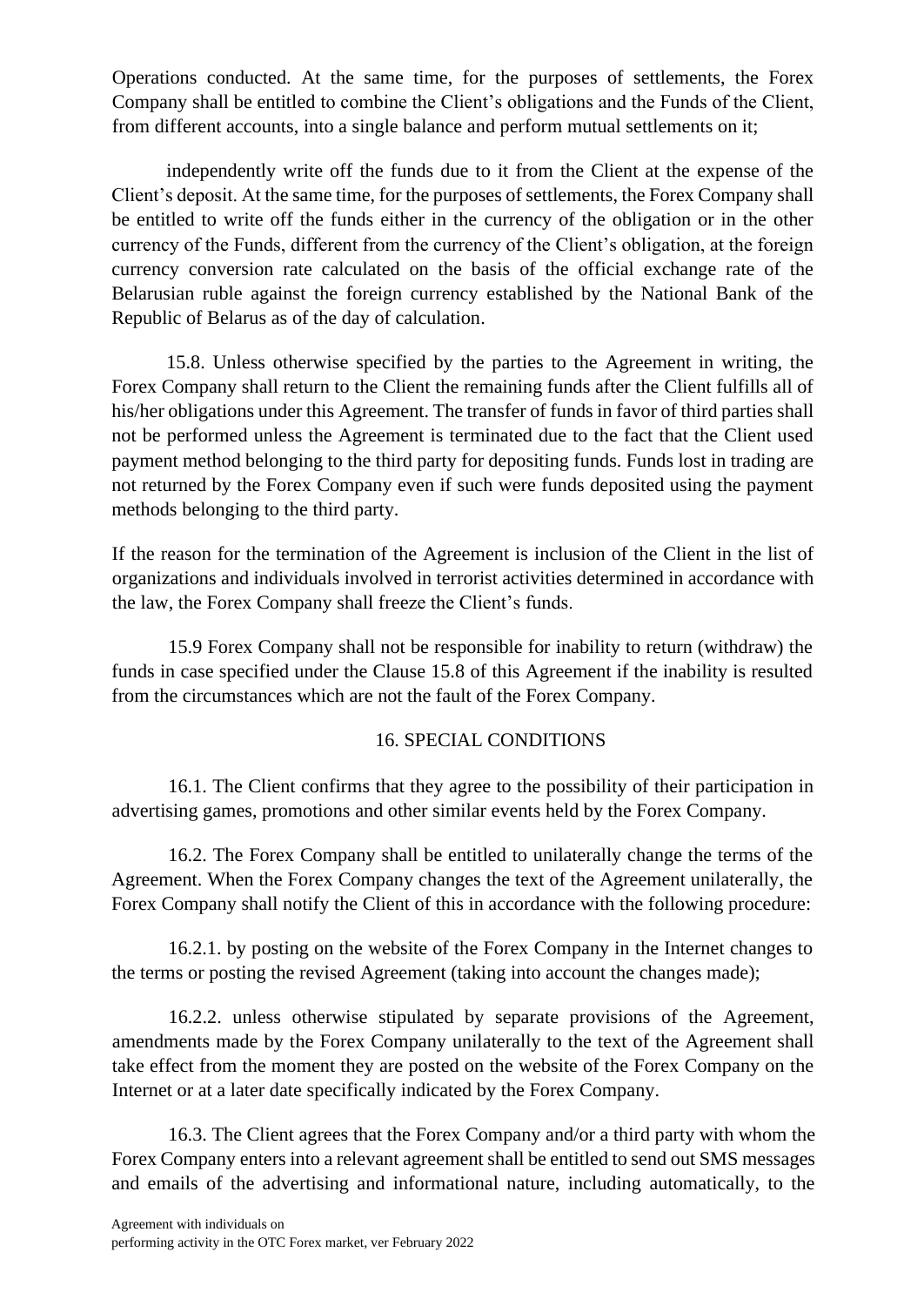Operations conducted. At the same time, for the purposes of settlements, the Forex Company shall be entitled to combine the Client's obligations and the Funds of the Client, from different accounts, into a single balance and perform mutual settlements on it;

independently write off the funds due to it from the Client at the expense of the Client's deposit. At the same time, for the purposes of settlements, the Forex Company shall be entitled to write off the funds either in the currency of the obligation or in the other currency of the Funds, different from the currency of the Client's obligation, at the foreign currency conversion rate calculated on the basis of the official exchange rate of the Belarusian ruble against the foreign currency established by the National Bank of the Republic of Belarus as of the day of calculation.

15.8. Unless otherwise specified by the parties to the Agreement in writing, the Forex Company shall return to the Client the remaining funds after the Client fulfills all of his/her obligations under this Agreement. The transfer of funds in favor of third parties shall not be performed unless the Agreement is terminated due to the fact that the Client used payment method belonging to the third party for depositing funds. Funds lost in trading are not returned by the Forex Company even if such were funds deposited using the payment methods belonging to the third party.

If the reason for the termination of the Agreement is inclusion of the Client in the list of organizations and individuals involved in terrorist activities determined in accordance with the law, the Forex Company shall freeze the Client's funds.

15.9 Forex Company shall not be responsible for inability to return (withdraw) the funds in case specified under the Clause 15.8 of this Agreement if the inability is resulted from the circumstances which are not the fault of the Forex Company.

## 16. SPECIAL CONDITIONS

16.1. The Client confirms that they agree to the possibility of their participation in advertising games, promotions and other similar events held by the Forex Company.

16.2. The Forex Company shall be entitled to unilaterally change the terms of the Agreement. When the Forex Company changes the text of the Agreement unilaterally, the Forex Company shall notify the Client of this in accordance with the following procedure:

16.2.1. by posting on the website of the Forex Company in the Internet changes to the terms or posting the revised Agreement (taking into account the changes made);

16.2.2. unless otherwise stipulated by separate provisions of the Agreement, amendments made by the Forex Company unilaterally to the text of the Agreement shall take effect from the moment they are posted on the website of the Forex Company on the Internet or at a later date specifically indicated by the Forex Company.

16.3. The Client agrees that the Forex Company and/or a third party with whom the Forex Company enters into a relevant agreement shall be entitled to send out SMS messages and emails of the advertising and informational nature, including automatically, to the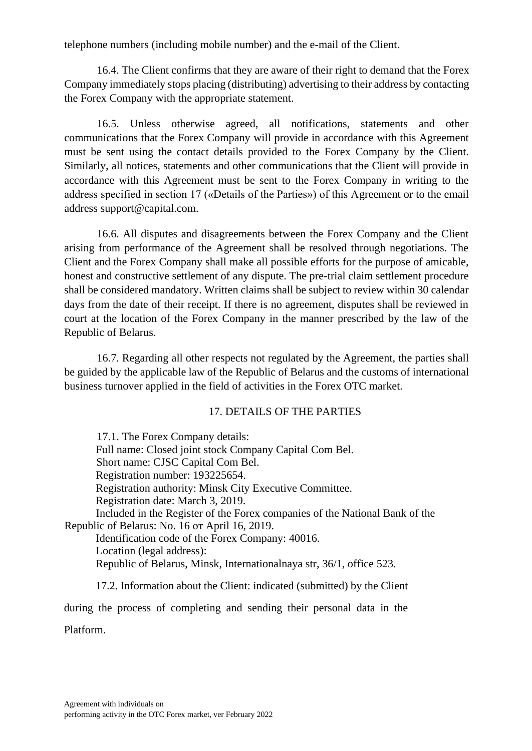telephone numbers (including mobile number) and the e-mail of the Client.

16.4. The Client confirms that they are aware of their right to demand that the Forex Company immediately stops placing (distributing) advertising to their address by contacting the Forex Company with the appropriate statement.

16.5. Unless otherwise agreed, all notifications, statements and other communications that the Forex Company will provide in accordance with this Agreement must be sent using the contact details provided to the Forex Company by the Client. Similarly, all notices, statements and other communications that the Client will provide in accordance with this Agreement must be sent to the Forex Company in writing to the address specified in section 17 («Details of the Parties») of this Agreement or to the email address support@capital.com.

16.6. All disputes and disagreements between the Forex Company and the Client arising from performance of the Agreement shall be resolved through negotiations. The Client and the Forex Company shall make all possible efforts for the purpose of amicable, honest and constructive settlement of any dispute. The pre-trial claim settlement procedure shall be considered mandatory. Written claims shall be subject to review within 30 calendar days from the date of their receipt. If there is no agreement, disputes shall be reviewed in court at the location of the Forex Company in the manner prescribed by the law of the Republic of Belarus.

16.7. Regarding all other respects not regulated by the Agreement, the parties shall be guided by the applicable law of the Republic of Belarus and the customs of international business turnover applied in the field of activities in the Forex OTC market.

## 17. DETAILS OF THE PARTIES

17.1. The Forex Company details:
Full name: Closed joint stock Company Capital Com Bel.
Short name: CJSC Capital Com Bel.
Registration number: 193225654.
Registration authority: Minsk City Executive Committee.
Registration date: March 3, 2019.
Included in the Register of the Forex companies of the National Bank of the Republic of Belarus: No. 16 от April 16, 2019.
Identification code of the Forex Company: 40016.
Location (legal address):
Republic of Belarus, Minsk, Internationalnaya str, 36/1, office 523.

17.2. Information about the Client: indicated (submitted) by the Client during the process of completing and sending their personal data in the Platform.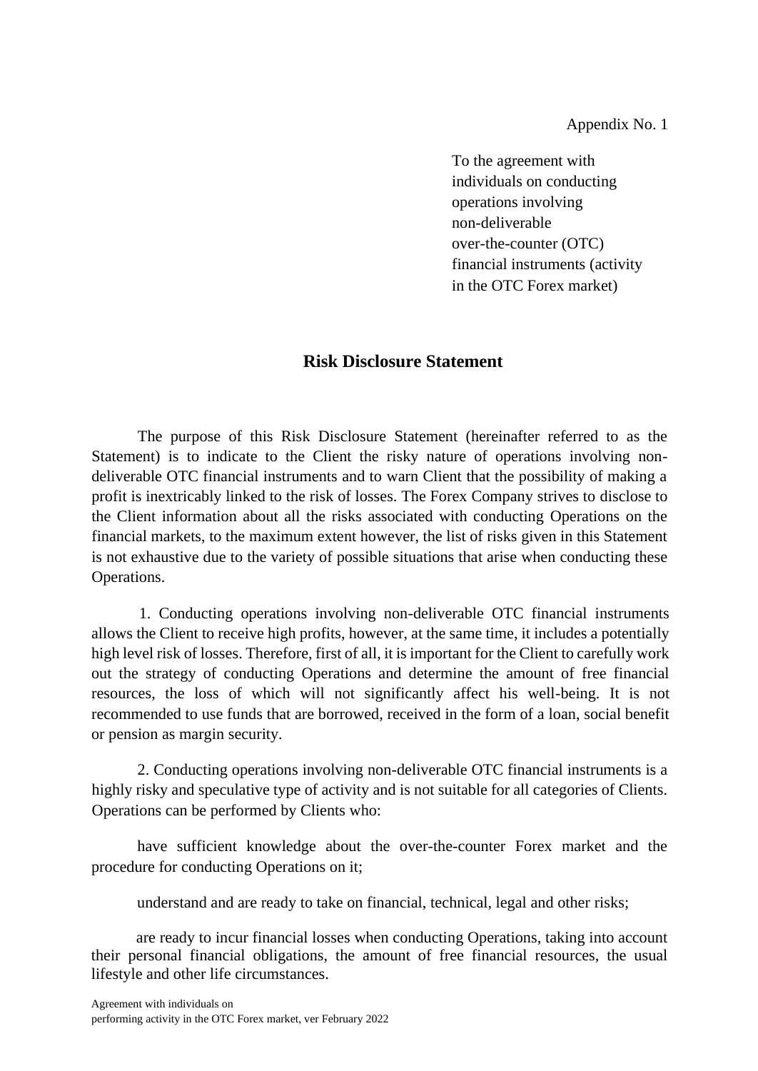Appendix No. 1

To the agreement with individuals on conducting operations involving non-deliverable over-the-counter (OTC) financial instruments (activity in the OTC Forex market)

## Risk Disclosure Statement

The purpose of this Risk Disclosure Statement (hereinafter referred to as the Statement) is to indicate to the Client the risky nature of operations involving non-deliverable OTC financial instruments and to warn Client that the possibility of making a profit is inextricably linked to the risk of losses. The Forex Company strives to disclose to the Client information about all the risks associated with conducting Operations on the financial markets, to the maximum extent however, the list of risks given in this Statement is not exhaustive due to the variety of possible situations that arise when conducting these Operations.

1. Conducting operations involving non-deliverable OTC financial instruments allows the Client to receive high profits, however, at the same time, it includes a potentially high level risk of losses. Therefore, first of all, it is important for the Client to carefully work out the strategy of conducting Operations and determine the amount of free financial resources, the loss of which will not significantly affect his well-being. It is not recommended to use funds that are borrowed, received in the form of a loan, social benefit or pension as margin security.

2. Conducting operations involving non-deliverable OTC financial instruments is a highly risky and speculative type of activity and is not suitable for all categories of Clients. Operations can be performed by Clients who:

have sufficient knowledge about the over-the-counter Forex market and the procedure for conducting Operations on it;

understand and are ready to take on financial, technical, legal and other risks;

are ready to incur financial losses when conducting Operations, taking into account their personal financial obligations, the amount of free financial resources, the usual lifestyle and other life circumstances.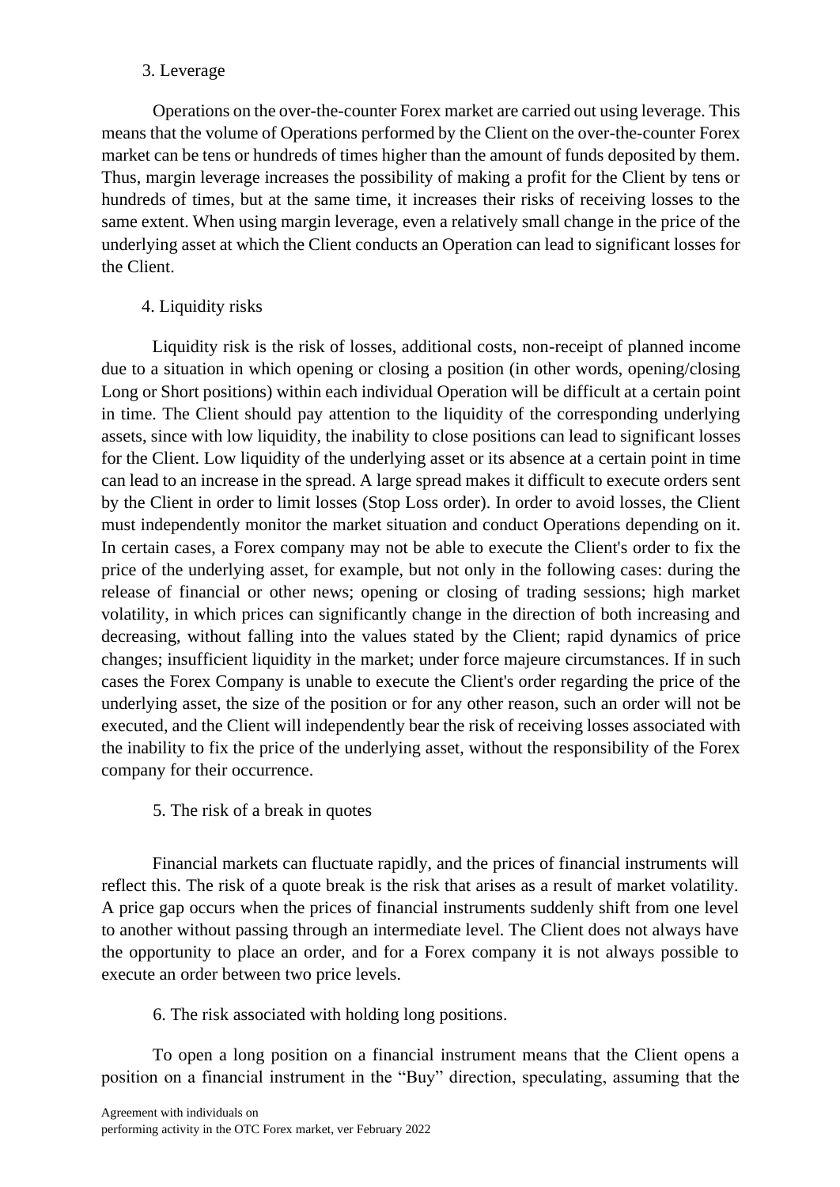3. Leverage

Operations on the over-the-counter Forex market are carried out using leverage. This means that the volume of Operations performed by the Client on the over-the-counter Forex market can be tens or hundreds of times higher than the amount of funds deposited by them. Thus, margin leverage increases the possibility of making a profit for the Client by tens or hundreds of times, but at the same time, it increases their risks of receiving losses to the same extent. When using margin leverage, even a relatively small change in the price of the underlying asset at which the Client conducts an Operation can lead to significant losses for the Client.

4. Liquidity risks

Liquidity risk is the risk of losses, additional costs, non-receipt of planned income due to a situation in which opening or closing a position (in other words, opening/closing Long or Short positions) within each individual Operation will be difficult at a certain point in time. The Client should pay attention to the liquidity of the corresponding underlying assets, since with low liquidity, the inability to close positions can lead to significant losses for the Client. Low liquidity of the underlying asset or its absence at a certain point in time can lead to an increase in the spread. A large spread makes it difficult to execute orders sent by the Client in order to limit losses (Stop Loss order). In order to avoid losses, the Client must independently monitor the market situation and conduct Operations depending on it. In certain cases, a Forex company may not be able to execute the Client's order to fix the price of the underlying asset, for example, but not only in the following cases: during the release of financial or other news; opening or closing of trading sessions; high market volatility, in which prices can significantly change in the direction of both increasing and decreasing, without falling into the values stated by the Client; rapid dynamics of price changes; insufficient liquidity in the market; under force majeure circumstances. If in such cases the Forex Company is unable to execute the Client's order regarding the price of the underlying asset, the size of the position or for any other reason, such an order will not be executed, and the Client will independently bear the risk of receiving losses associated with the inability to fix the price of the underlying asset, without the responsibility of the Forex company for their occurrence.

5. The risk of a break in quotes

Financial markets can fluctuate rapidly, and the prices of financial instruments will reflect this. The risk of a quote break is the risk that arises as a result of market volatility. A price gap occurs when the prices of financial instruments suddenly shift from one level to another without passing through an intermediate level. The Client does not always have the opportunity to place an order, and for a Forex company it is not always possible to execute an order between two price levels.

6. The risk associated with holding long positions.

To open a long position on a financial instrument means that the Client opens a position on a financial instrument in the "Buy" direction, speculating, assuming that the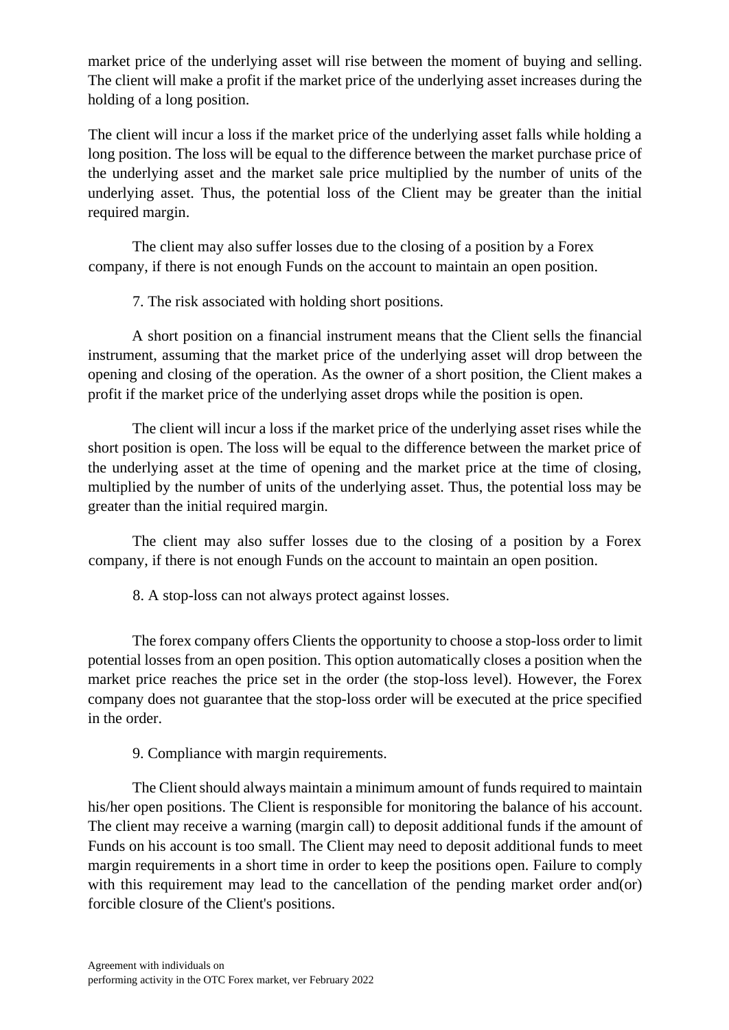market price of the underlying asset will rise between the moment of buying and selling. The client will make a profit if the market price of the underlying asset increases during the holding of a long position.

The client will incur a loss if the market price of the underlying asset falls while holding a long position. The loss will be equal to the difference between the market purchase price of the underlying asset and the market sale price multiplied by the number of units of the underlying asset. Thus, the potential loss of the Client may be greater than the initial required margin.

The client may also suffer losses due to the closing of a position by a Forex company, if there is not enough Funds on the account to maintain an open position.

7. The risk associated with holding short positions.

A short position on a financial instrument means that the Client sells the financial instrument, assuming that the market price of the underlying asset will drop between the opening and closing of the operation. As the owner of a short position, the Client makes a profit if the market price of the underlying asset drops while the position is open.

The client will incur a loss if the market price of the underlying asset rises while the short position is open. The loss will be equal to the difference between the market price of the underlying asset at the time of opening and the market price at the time of closing, multiplied by the number of units of the underlying asset. Thus, the potential loss may be greater than the initial required margin.

The client may also suffer losses due to the closing of a position by a Forex company, if there is not enough Funds on the account to maintain an open position.

8. A stop-loss can not always protect against losses.

The forex company offers Clients the opportunity to choose a stop-loss order to limit potential losses from an open position. This option automatically closes a position when the market price reaches the price set in the order (the stop-loss level). However, the Forex company does not guarantee that the stop-loss order will be executed at the price specified in the order.

9. Compliance with margin requirements.

The Client should always maintain a minimum amount of funds required to maintain his/her open positions. The Client is responsible for monitoring the balance of his account. The client may receive a warning (margin call) to deposit additional funds if the amount of Funds on his account is too small. The Client may need to deposit additional funds to meet margin requirements in a short time in order to keep the positions open. Failure to comply with this requirement may lead to the cancellation of the pending market order and(or) forcible closure of the Client's positions.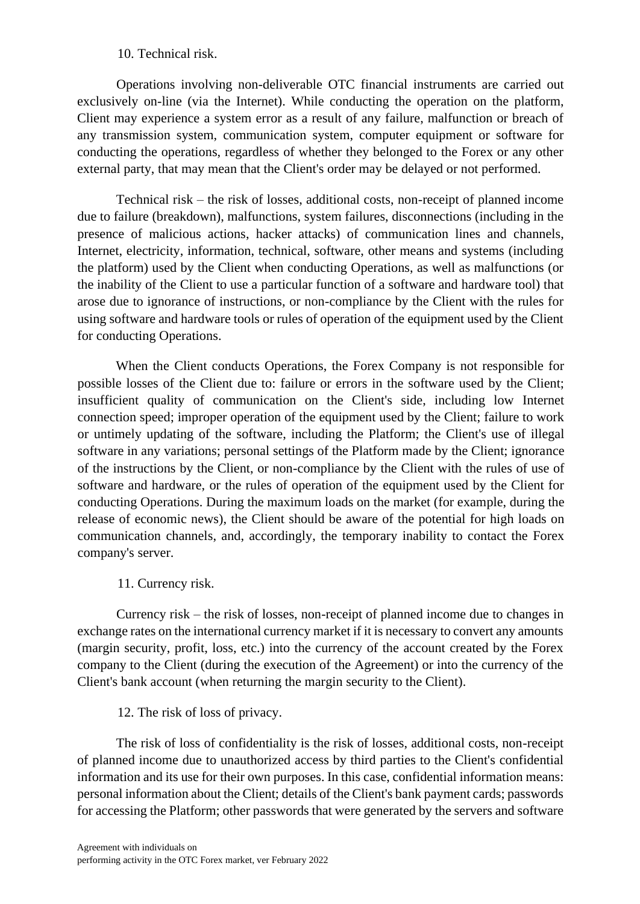10. Technical risk.

Operations involving non-deliverable OTC financial instruments are carried out exclusively on-line (via the Internet). While conducting the operation on the platform, Client may experience a system error as a result of any failure, malfunction or breach of any transmission system, communication system, computer equipment or software for conducting the operations, regardless of whether they belonged to the Forex or any other external party, that may mean that the Client's order may be delayed or not performed.

Technical risk – the risk of losses, additional costs, non-receipt of planned income due to failure (breakdown), malfunctions, system failures, disconnections (including in the presence of malicious actions, hacker attacks) of communication lines and channels, Internet, electricity, information, technical, software, other means and systems (including the platform) used by the Client when conducting Operations, as well as malfunctions (or the inability of the Client to use a particular function of a software and hardware tool) that arose due to ignorance of instructions, or non-compliance by the Client with the rules for using software and hardware tools or rules of operation of the equipment used by the Client for conducting Operations.

When the Client conducts Operations, the Forex Company is not responsible for possible losses of the Client due to: failure or errors in the software used by the Client; insufficient quality of communication on the Client's side, including low Internet connection speed; improper operation of the equipment used by the Client; failure to work or untimely updating of the software, including the Platform; the Client's use of illegal software in any variations; personal settings of the Platform made by the Client; ignorance of the instructions by the Client, or non-compliance by the Client with the rules of use of software and hardware, or the rules of operation of the equipment used by the Client for conducting Operations. During the maximum loads on the market (for example, during the release of economic news), the Client should be aware of the potential for high loads on communication channels, and, accordingly, the temporary inability to contact the Forex company's server.

11. Currency risk.

Currency risk – the risk of losses, non-receipt of planned income due to changes in exchange rates on the international currency market if it is necessary to convert any amounts (margin security, profit, loss, etc.) into the currency of the account created by the Forex company to the Client (during the execution of the Agreement) or into the currency of the Client's bank account (when returning the margin security to the Client).

12. The risk of loss of privacy.

The risk of loss of confidentiality is the risk of losses, additional costs, non-receipt of planned income due to unauthorized access by third parties to the Client's confidential information and its use for their own purposes. In this case, confidential information means: personal information about the Client; details of the Client's bank payment cards; passwords for accessing the Platform; other passwords that were generated by the servers and software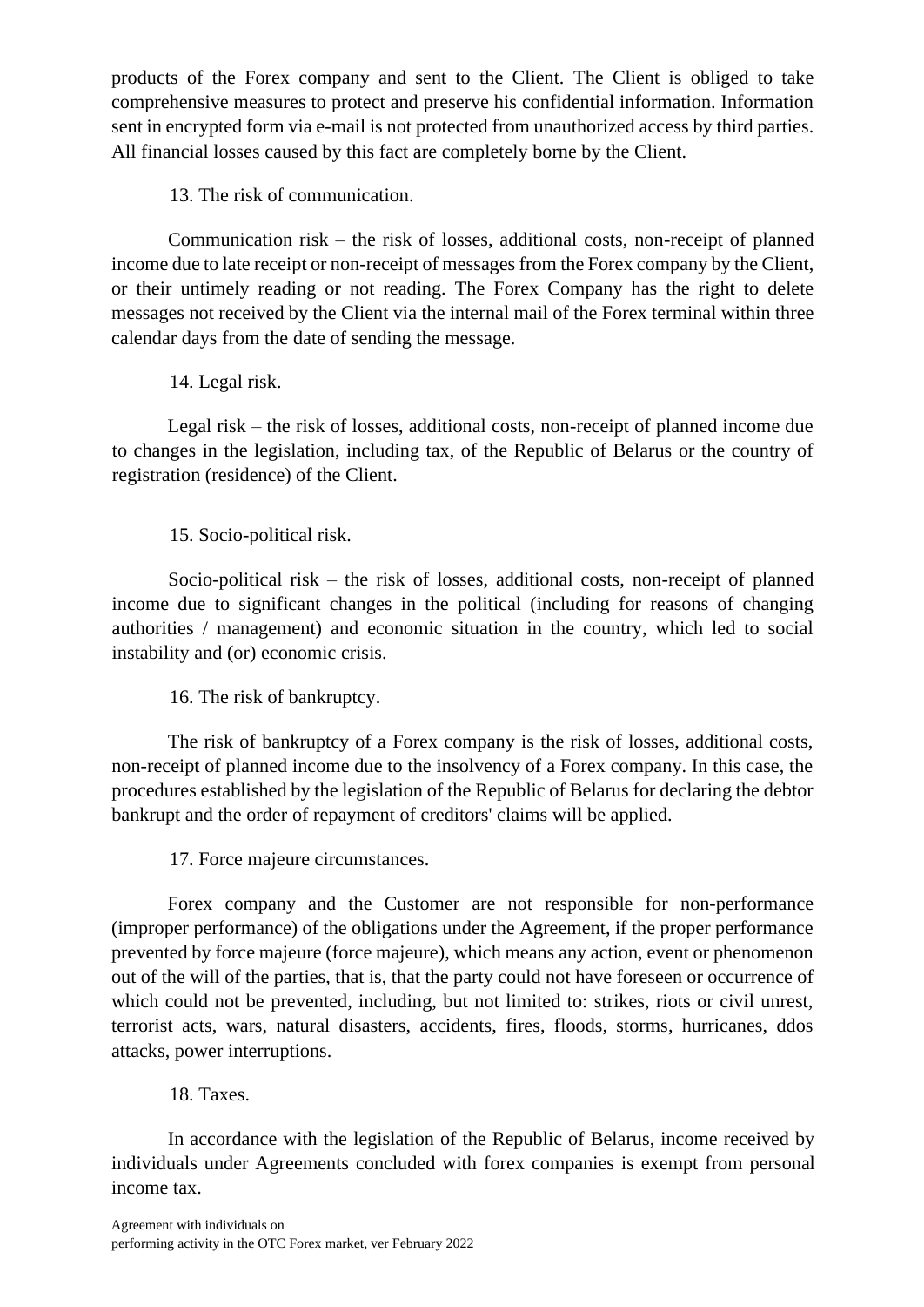products of the Forex company and sent to the Client. The Client is obliged to take comprehensive measures to protect and preserve his confidential information. Information sent in encrypted form via e-mail is not protected from unauthorized access by third parties. All financial losses caused by this fact are completely borne by the Client.

13. The risk of communication.

Communication risk – the risk of losses, additional costs, non-receipt of planned income due to late receipt or non-receipt of messages from the Forex company by the Client, or their untimely reading or not reading. The Forex Company has the right to delete messages not received by the Client via the internal mail of the Forex terminal within three calendar days from the date of sending the message.

14. Legal risk.

Legal risk – the risk of losses, additional costs, non-receipt of planned income due to changes in the legislation, including tax, of the Republic of Belarus or the country of registration (residence) of the Client.

15. Socio-political risk.

Socio-political risk – the risk of losses, additional costs, non-receipt of planned income due to significant changes in the political (including for reasons of changing authorities / management) and economic situation in the country, which led to social instability and (or) economic crisis.

16. The risk of bankruptcy.

The risk of bankruptcy of a Forex company is the risk of losses, additional costs, non-receipt of planned income due to the insolvency of a Forex company. In this case, the procedures established by the legislation of the Republic of Belarus for declaring the debtor bankrupt and the order of repayment of creditors' claims will be applied.

17. Force majeure circumstances.

Forex company and the Customer are not responsible for non-performance (improper performance) of the obligations under the Agreement, if the proper performance prevented by force majeure (force majeure), which means any action, event or phenomenon out of the will of the parties, that is, that the party could not have foreseen or occurrence of which could not be prevented, including, but not limited to: strikes, riots or civil unrest, terrorist acts, wars, natural disasters, accidents, fires, floods, storms, hurricanes, ddos attacks, power interruptions.

18. Taxes.

In accordance with the legislation of the Republic of Belarus, income received by individuals under Agreements concluded with forex companies is exempt from personal income tax.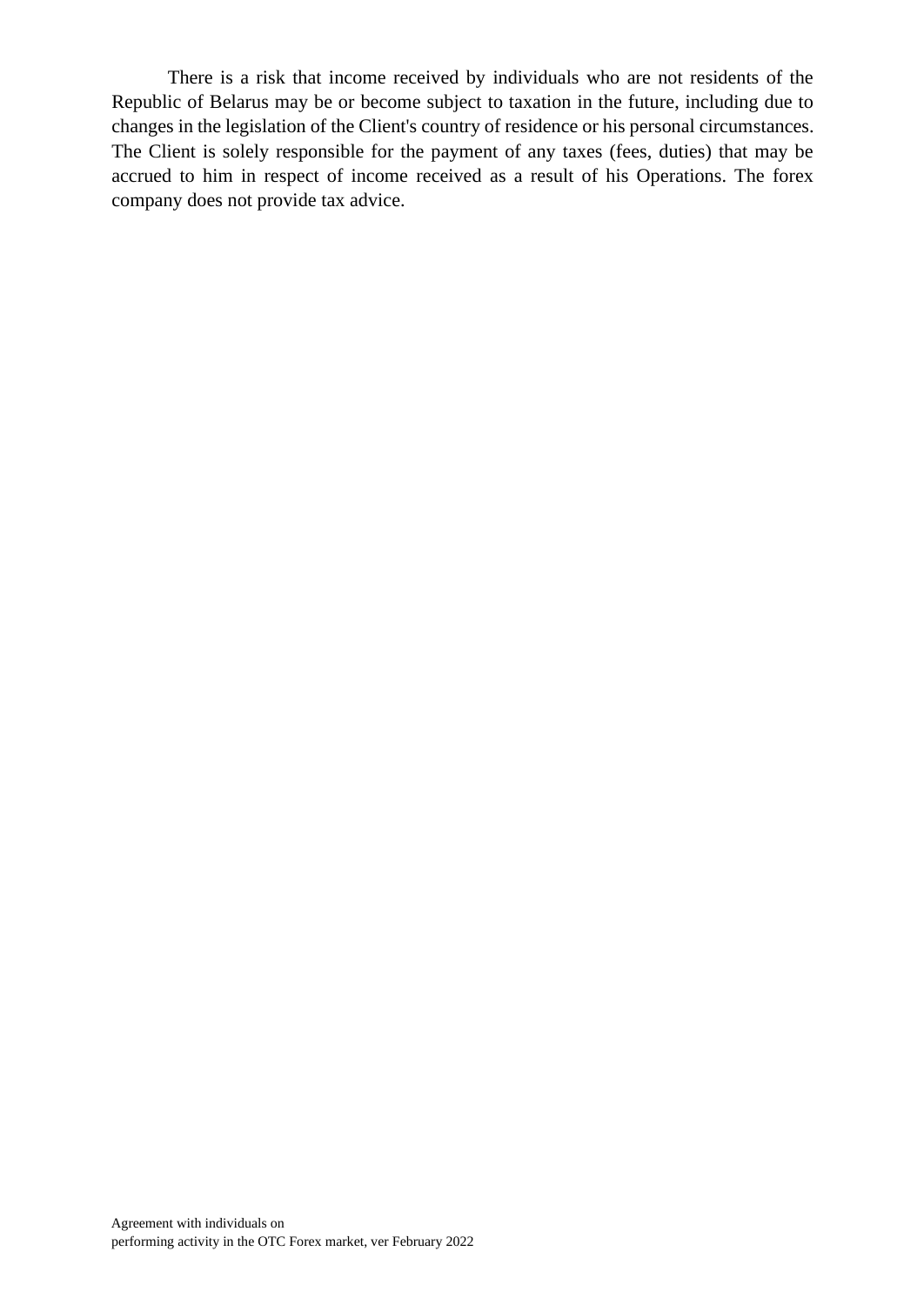There is a risk that income received by individuals who are not residents of the Republic of Belarus may be or become subject to taxation in the future, including due to changes in the legislation of the Client's country of residence or his personal circumstances. The Client is solely responsible for the payment of any taxes (fees, duties) that may be accrued to him in respect of income received as a result of his Operations. The forex company does not provide tax advice.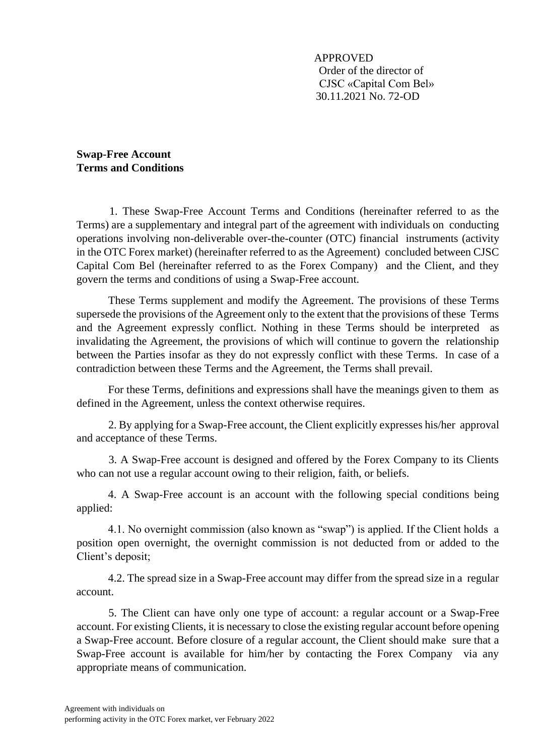APPROVED
Order of the director of
CJSC «Capital Com Bel»
30.11.2021 No. 72-OD

**Swap-Free Account**
**Terms and Conditions**

1. These Swap-Free Account Terms and Conditions (hereinafter referred to as the Terms) are a supplementary and integral part of the agreement with individuals on conducting operations involving non-deliverable over-the-counter (OTC) financial instruments (activity in the OTC Forex market) (hereinafter referred to as the Agreement) concluded between CJSC Capital Com Bel (hereinafter referred to as the Forex Company) and the Client, and they govern the terms and conditions of using a Swap-Free account.

These Terms supplement and modify the Agreement. The provisions of these Terms supersede the provisions of the Agreement only to the extent that the provisions of these Terms and the Agreement expressly conflict. Nothing in these Terms should be interpreted as invalidating the Agreement, the provisions of which will continue to govern the relationship between the Parties insofar as they do not expressly conflict with these Terms. In case of a contradiction between these Terms and the Agreement, the Terms shall prevail.

For these Terms, definitions and expressions shall have the meanings given to them as defined in the Agreement, unless the context otherwise requires.

2. By applying for a Swap-Free account, the Client explicitly expresses his/her approval and acceptance of these Terms.

3. A Swap-Free account is designed and offered by the Forex Company to its Clients who can not use a regular account owing to their religion, faith, or beliefs.

4. A Swap-Free account is an account with the following special conditions being applied:

4.1. No overnight commission (also known as "swap") is applied. If the Client holds a position open overnight, the overnight commission is not deducted from or added to the Client's deposit;

4.2. The spread size in a Swap-Free account may differ from the spread size in a regular account.

5. The Client can have only one type of account: a regular account or a Swap-Free account. For existing Clients, it is necessary to close the existing regular account before opening a Swap-Free account. Before closure of a regular account, the Client should make sure that a Swap-Free account is available for him/her by contacting the Forex Company via any appropriate means of communication.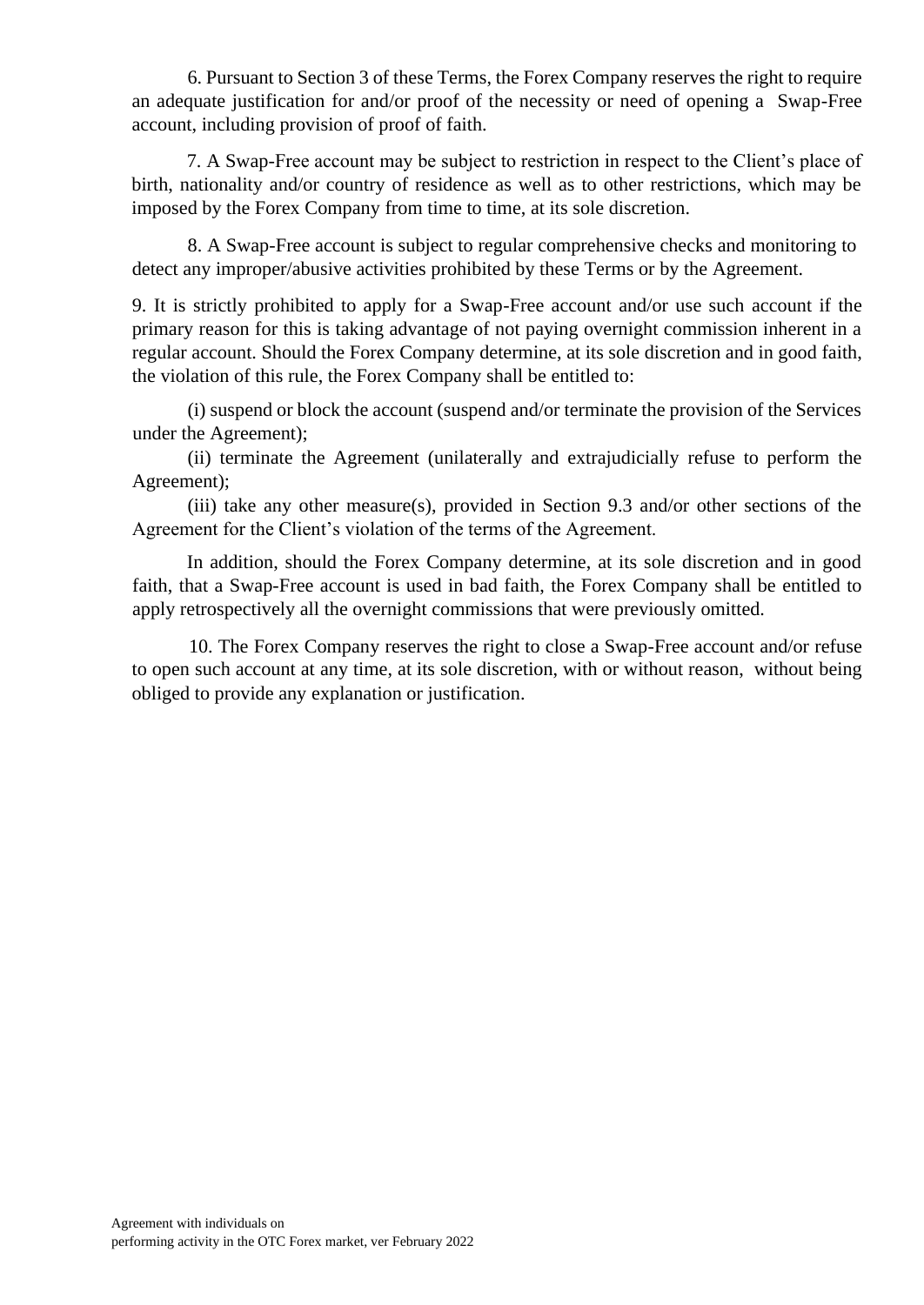6. Pursuant to Section 3 of these Terms, the Forex Company reserves the right to require an adequate justification for and/or proof of the necessity or need of opening a Swap-Free account, including provision of proof of faith.

7. A Swap-Free account may be subject to restriction in respect to the Client's place of birth, nationality and/or country of residence as well as to other restrictions, which may be imposed by the Forex Company from time to time, at its sole discretion.

8. A Swap-Free account is subject to regular comprehensive checks and monitoring to detect any improper/abusive activities prohibited by these Terms or by the Agreement.

9. It is strictly prohibited to apply for a Swap-Free account and/or use such account if the primary reason for this is taking advantage of not paying overnight commission inherent in a regular account. Should the Forex Company determine, at its sole discretion and in good faith, the violation of this rule, the Forex Company shall be entitled to:

(i) suspend or block the account (suspend and/or terminate the provision of the Services under the Agreement);

(ii) terminate the Agreement (unilaterally and extrajudicially refuse to perform the Agreement);

(iii) take any other measure(s), provided in Section 9.3 and/or other sections of the Agreement for the Client's violation of the terms of the Agreement.

In addition, should the Forex Company determine, at its sole discretion and in good faith, that a Swap-Free account is used in bad faith, the Forex Company shall be entitled to apply retrospectively all the overnight commissions that were previously omitted.

10. The Forex Company reserves the right to close a Swap-Free account and/or refuse to open such account at any time, at its sole discretion, with or without reason, without being obliged to provide any explanation or justification.